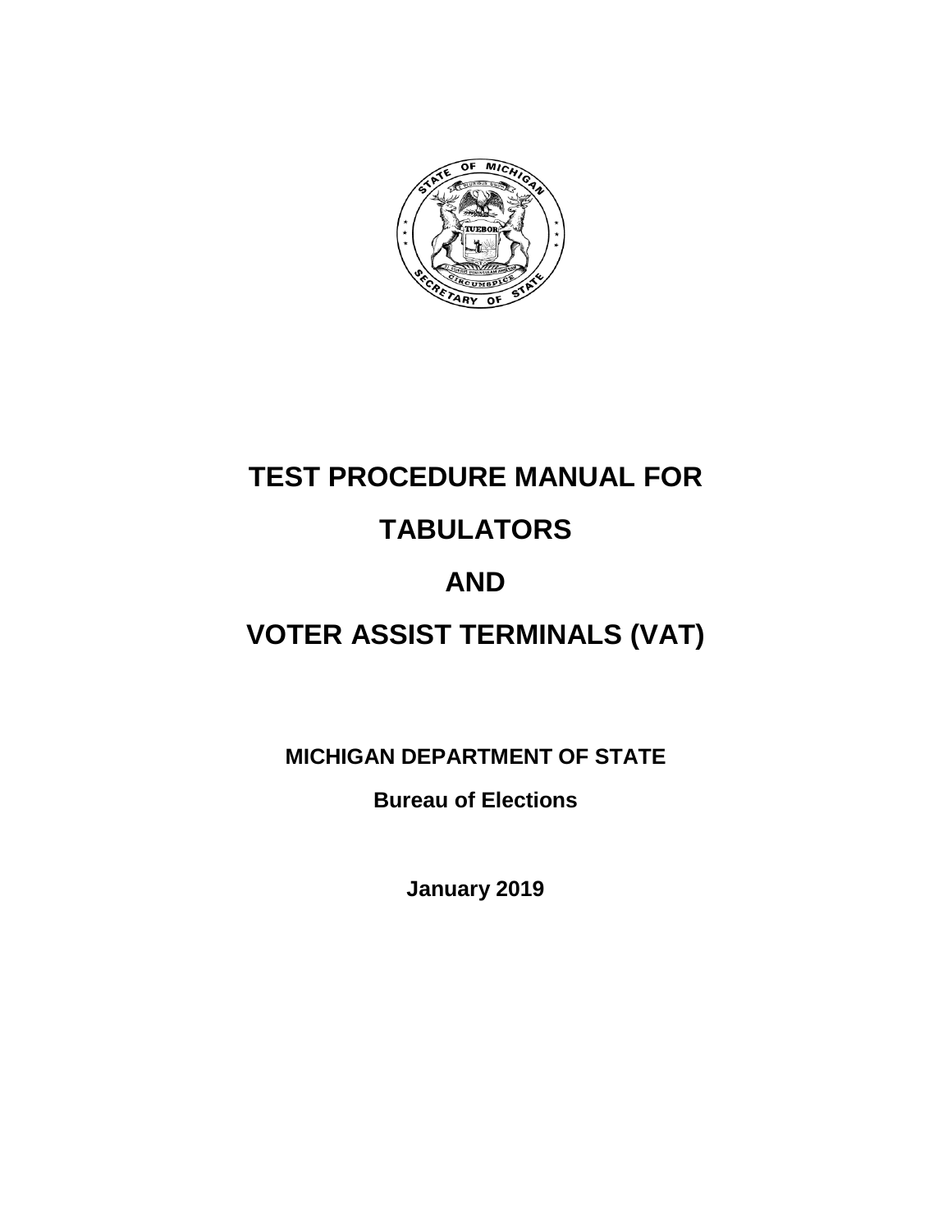# TEST PROCEDURE MANUAL FOR

# TABULATORS

# AND

# VOTER ASSIST TERMINALS (VAT)

**MICHIGAN DEPARTMENT OF STATE**

**Bureau of Elections**

**January 2019**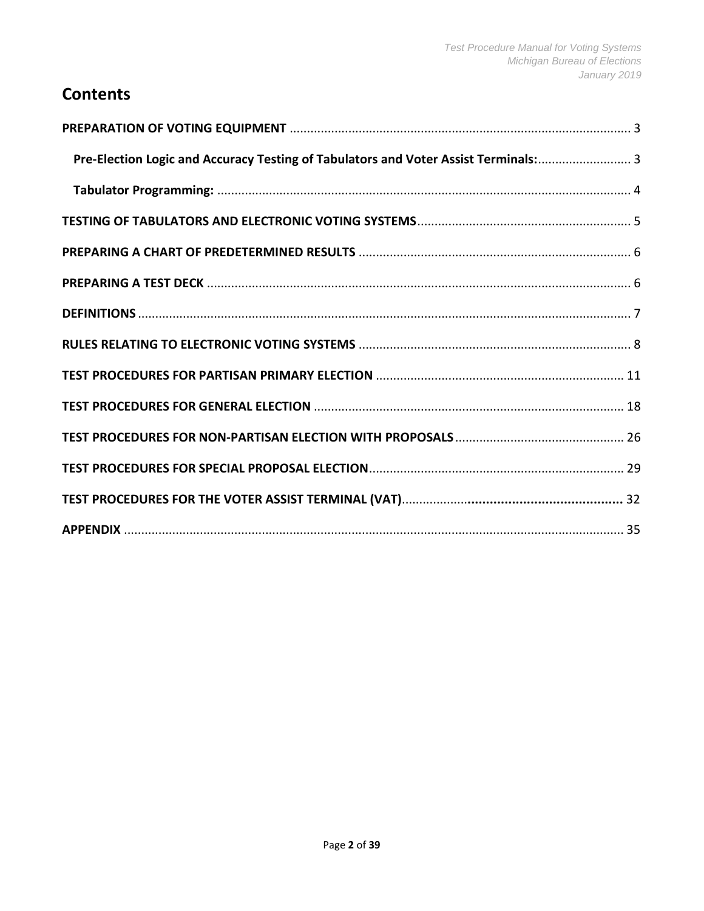# Contents

**PREPARATION OF VOTING EQUIPMENT** .......... 3

- **Pre-Election Logic and Accuracy Testing of Tabulators and Voter Assist Terminals:** .......... 3
- **Tabulator Programming:** .......... 4

**TESTING OF TABULATORS AND ELECTRONIC VOTING SYSTEMS** .......... 5

**PREPARING A CHART OF PREDETERMINED RESULTS** .......... 6

**PREPARING A TEST DECK** .......... 6

**DEFINITIONS** .......... 7

**RULES RELATING TO ELECTRONIC VOTING SYSTEMS** .......... 8

**TEST PROCEDURES FOR PARTISAN PRIMARY ELECTION** .......... 11

**TEST PROCEDURES FOR GENERAL ELECTION** .......... 18

**TEST PROCEDURES FOR NON-PARTISAN ELECTION WITH PROPOSALS** .......... 26

**TEST PROCEDURES FOR SPECIAL PROPOSAL ELECTION** .......... 29

**TEST PROCEDURES FOR THE VOTER ASSIST TERMINAL (VAT)** .......... 32

**APPENDIX** .......... 35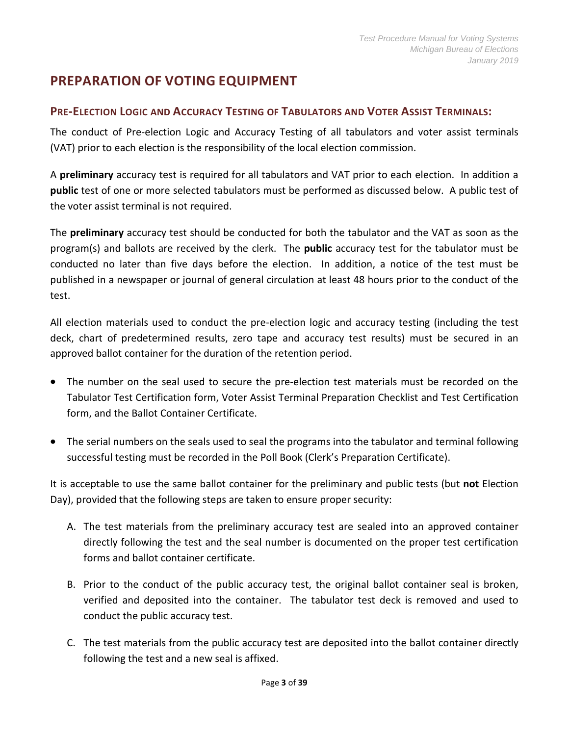# PREPARATION OF VOTING EQUIPMENT

## PRE-ELECTION LOGIC AND ACCURACY TESTING OF TABULATORS AND VOTER ASSIST TERMINALS:

The conduct of Pre-election Logic and Accuracy Testing of all tabulators and voter assist terminals (VAT) prior to each election is the responsibility of the local election commission.

A **preliminary** accuracy test is required for all tabulators and VAT prior to each election. In addition a **public** test of one or more selected tabulators must be performed as discussed below. A public test of the voter assist terminal is not required.

The **preliminary** accuracy test should be conducted for both the tabulator and the VAT as soon as the program(s) and ballots are received by the clerk. The **public** accuracy test for the tabulator must be conducted no later than five days before the election. In addition, a notice of the test must be published in a newspaper or journal of general circulation at least 48 hours prior to the conduct of the test.

All election materials used to conduct the pre-election logic and accuracy testing (including the test deck, chart of predetermined results, zero tape and accuracy test results) must be secured in an approved ballot container for the duration of the retention period.

- The number on the seal used to secure the pre-election test materials must be recorded on the Tabulator Test Certification form, Voter Assist Terminal Preparation Checklist and Test Certification form, and the Ballot Container Certificate.
- The serial numbers on the seals used to seal the programs into the tabulator and terminal following successful testing must be recorded in the Poll Book (Clerk's Preparation Certificate).

It is acceptable to use the same ballot container for the preliminary and public tests (but **not** Election Day), provided that the following steps are taken to ensure proper security:

A. The test materials from the preliminary accuracy test are sealed into an approved container directly following the test and the seal number is documented on the proper test certification forms and ballot container certificate.

B. Prior to the conduct of the public accuracy test, the original ballot container seal is broken, verified and deposited into the container. The tabulator test deck is removed and used to conduct the public accuracy test.

C. The test materials from the public accuracy test are deposited into the ballot container directly following the test and a new seal is affixed.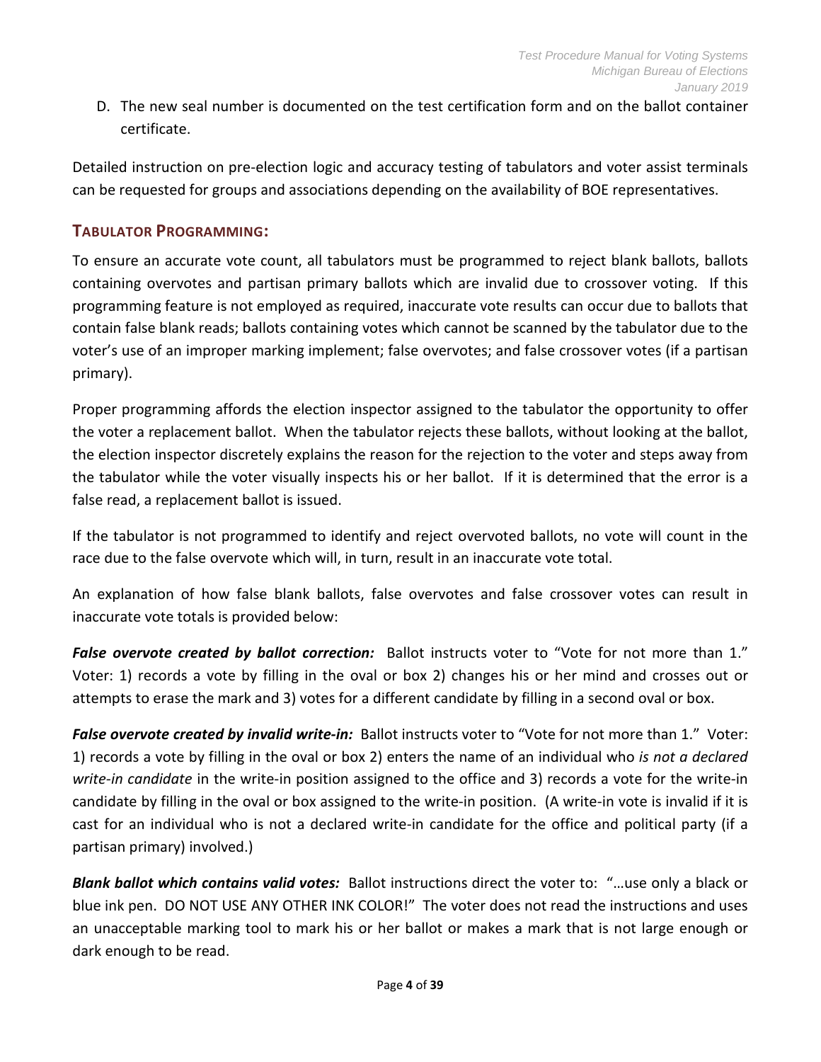D. The new seal number is documented on the test certification form and on the ballot container certificate.

Detailed instruction on pre-election logic and accuracy testing of tabulators and voter assist terminals can be requested for groups and associations depending on the availability of BOE representatives.

## TABULATOR PROGRAMMING:

To ensure an accurate vote count, all tabulators must be programmed to reject blank ballots, ballots containing overvotes and partisan primary ballots which are invalid due to crossover voting. If this programming feature is not employed as required, inaccurate vote results can occur due to ballots that contain false blank reads; ballots containing votes which cannot be scanned by the tabulator due to the voter's use of an improper marking implement; false overvotes; and false crossover votes (if a partisan primary).

Proper programming affords the election inspector assigned to the tabulator the opportunity to offer the voter a replacement ballot. When the tabulator rejects these ballots, without looking at the ballot, the election inspector discretely explains the reason for the rejection to the voter and steps away from the tabulator while the voter visually inspects his or her ballot. If it is determined that the error is a false read, a replacement ballot is issued.

If the tabulator is not programmed to identify and reject overvoted ballots, no vote will count in the race due to the false overvote which will, in turn, result in an inaccurate vote total.

An explanation of how false blank ballots, false overvotes and false crossover votes can result in inaccurate vote totals is provided below:

***False overvote created by ballot correction:*** Ballot instructs voter to "Vote for not more than 1." Voter: 1) records a vote by filling in the oval or box 2) changes his or her mind and crosses out or attempts to erase the mark and 3) votes for a different candidate by filling in a second oval or box.

***False overvote created by invalid write-in:*** Ballot instructs voter to "Vote for not more than 1." Voter: 1) records a vote by filling in the oval or box 2) enters the name of an individual who *is not a declared write-in candidate* in the write-in position assigned to the office and 3) records a vote for the write-in candidate by filling in the oval or box assigned to the write-in position. (A write-in vote is invalid if it is cast for an individual who is not a declared write-in candidate for the office and political party (if a partisan primary) involved.)

***Blank ballot which contains valid votes:*** Ballot instructions direct the voter to: "…use only a black or blue ink pen. DO NOT USE ANY OTHER INK COLOR!" The voter does not read the instructions and uses an unacceptable marking tool to mark his or her ballot or makes a mark that is not large enough or dark enough to be read.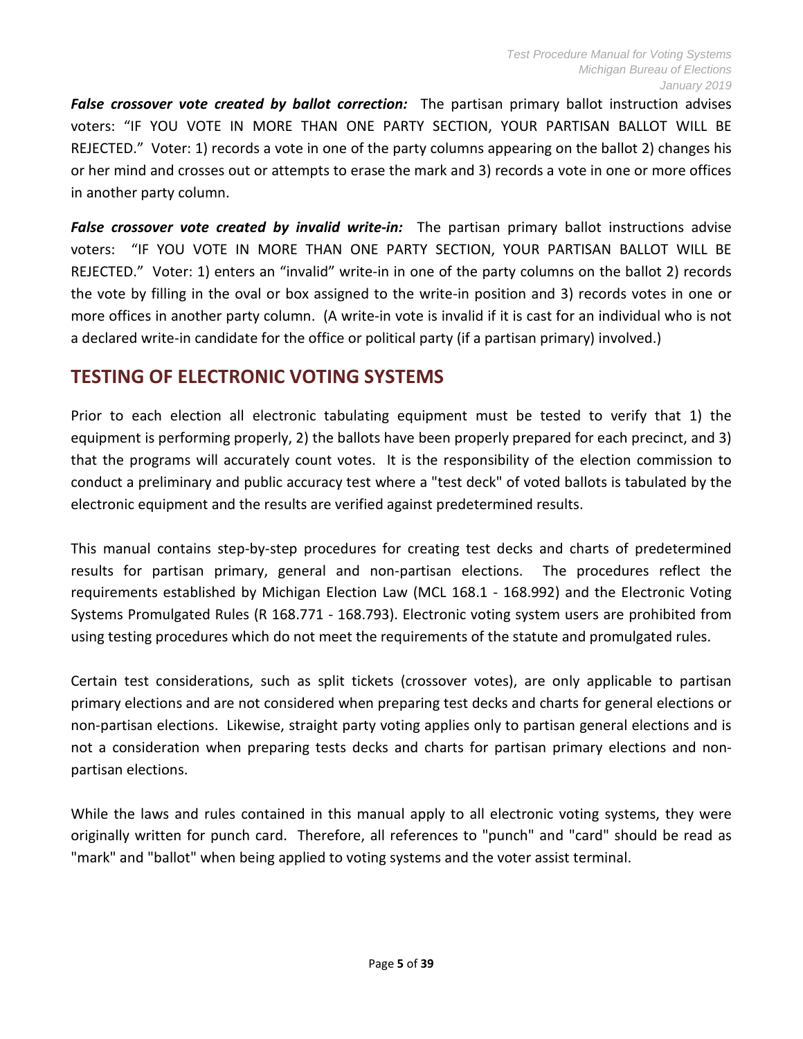***False crossover vote created by ballot correction:*** The partisan primary ballot instruction advises voters: "IF YOU VOTE IN MORE THAN ONE PARTY SECTION, YOUR PARTISAN BALLOT WILL BE REJECTED." Voter: 1) records a vote in one of the party columns appearing on the ballot 2) changes his or her mind and crosses out or attempts to erase the mark and 3) records a vote in one or more offices in another party column.

***False crossover vote created by invalid write-in:*** The partisan primary ballot instructions advise voters: "IF YOU VOTE IN MORE THAN ONE PARTY SECTION, YOUR PARTISAN BALLOT WILL BE REJECTED." Voter: 1) enters an "invalid" write-in in one of the party columns on the ballot 2) records the vote by filling in the oval or box assigned to the write-in position and 3) records votes in one or more offices in another party column. (A write-in vote is invalid if it is cast for an individual who is not a declared write-in candidate for the office or political party (if a partisan primary) involved.)

## TESTING OF ELECTRONIC VOTING SYSTEMS

Prior to each election all electronic tabulating equipment must be tested to verify that 1) the equipment is performing properly, 2) the ballots have been properly prepared for each precinct, and 3) that the programs will accurately count votes. It is the responsibility of the election commission to conduct a preliminary and public accuracy test where a "test deck" of voted ballots is tabulated by the electronic equipment and the results are verified against predetermined results.

This manual contains step-by-step procedures for creating test decks and charts of predetermined results for partisan primary, general and non-partisan elections. The procedures reflect the requirements established by Michigan Election Law (MCL 168.1 - 168.992) and the Electronic Voting Systems Promulgated Rules (R 168.771 - 168.793). Electronic voting system users are prohibited from using testing procedures which do not meet the requirements of the statute and promulgated rules.

Certain test considerations, such as split tickets (crossover votes), are only applicable to partisan primary elections and are not considered when preparing test decks and charts for general elections or non-partisan elections. Likewise, straight party voting applies only to partisan general elections and is not a consideration when preparing tests decks and charts for partisan primary elections and non-partisan elections.

While the laws and rules contained in this manual apply to all electronic voting systems, they were originally written for punch card. Therefore, all references to "punch" and "card" should be read as "mark" and "ballot" when being applied to voting systems and the voter assist terminal.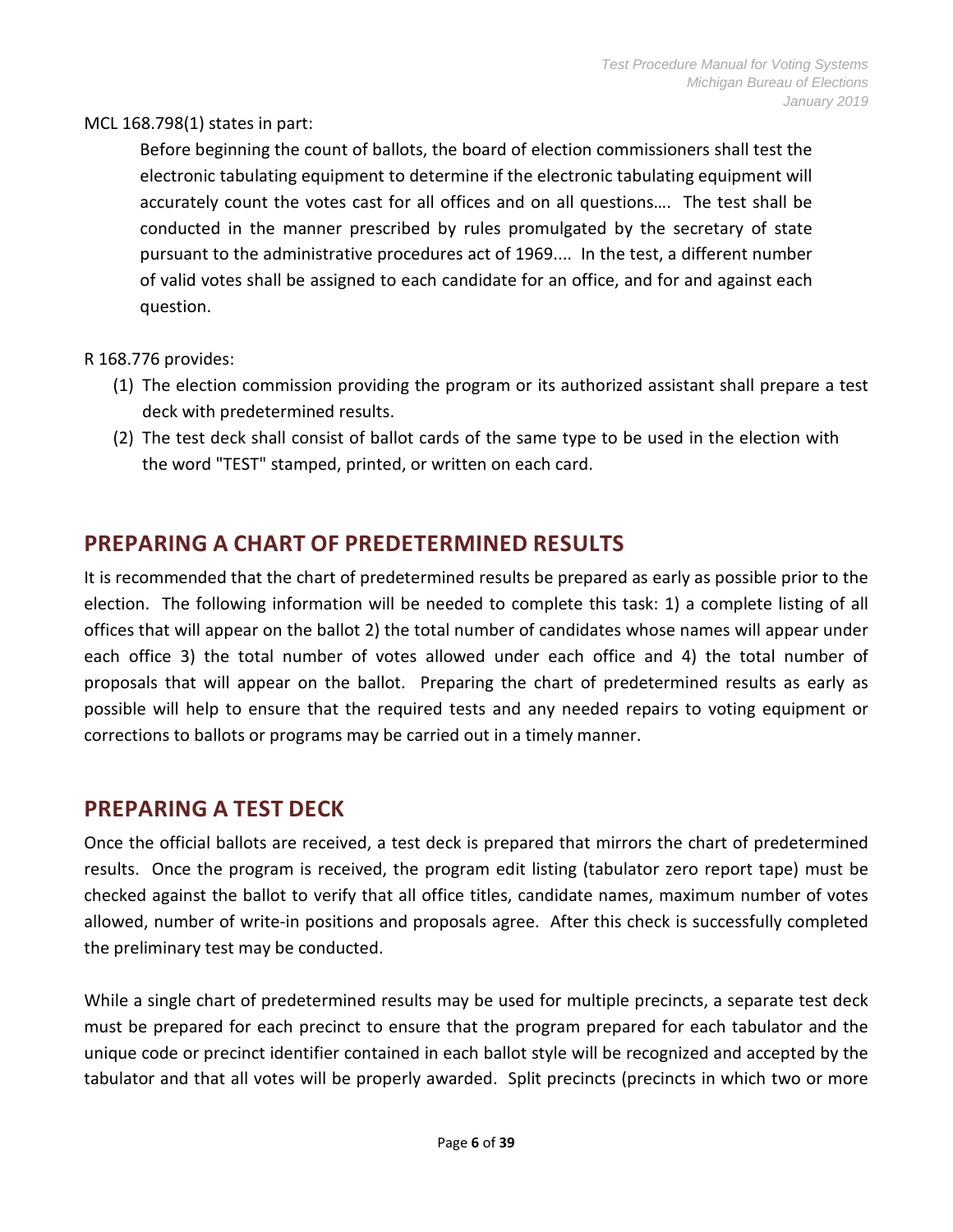MCL 168.798(1) states in part:

> Before beginning the count of ballots, the board of election commissioners shall test the electronic tabulating equipment to determine if the electronic tabulating equipment will accurately count the votes cast for all offices and on all questions…. The test shall be conducted in the manner prescribed by rules promulgated by the secretary of state pursuant to the administrative procedures act of 1969.... In the test, a different number of valid votes shall be assigned to each candidate for an office, and for and against each question.

R 168.776 provides:

(1) The election commission providing the program or its authorized assistant shall prepare a test deck with predetermined results.
(2) The test deck shall consist of ballot cards of the same type to be used in the election with the word "TEST" stamped, printed, or written on each card.

## PREPARING A CHART OF PREDETERMINED RESULTS

It is recommended that the chart of predetermined results be prepared as early as possible prior to the election. The following information will be needed to complete this task: 1) a complete listing of all offices that will appear on the ballot 2) the total number of candidates whose names will appear under each office 3) the total number of votes allowed under each office and 4) the total number of proposals that will appear on the ballot. Preparing the chart of predetermined results as early as possible will help to ensure that the required tests and any needed repairs to voting equipment or corrections to ballots or programs may be carried out in a timely manner.

## PREPARING A TEST DECK

Once the official ballots are received, a test deck is prepared that mirrors the chart of predetermined results. Once the program is received, the program edit listing (tabulator zero report tape) must be checked against the ballot to verify that all office titles, candidate names, maximum number of votes allowed, number of write-in positions and proposals agree. After this check is successfully completed the preliminary test may be conducted.

While a single chart of predetermined results may be used for multiple precincts, a separate test deck must be prepared for each precinct to ensure that the program prepared for each tabulator and the unique code or precinct identifier contained in each ballot style will be recognized and accepted by the tabulator and that all votes will be properly awarded. Split precincts (precincts in which two or more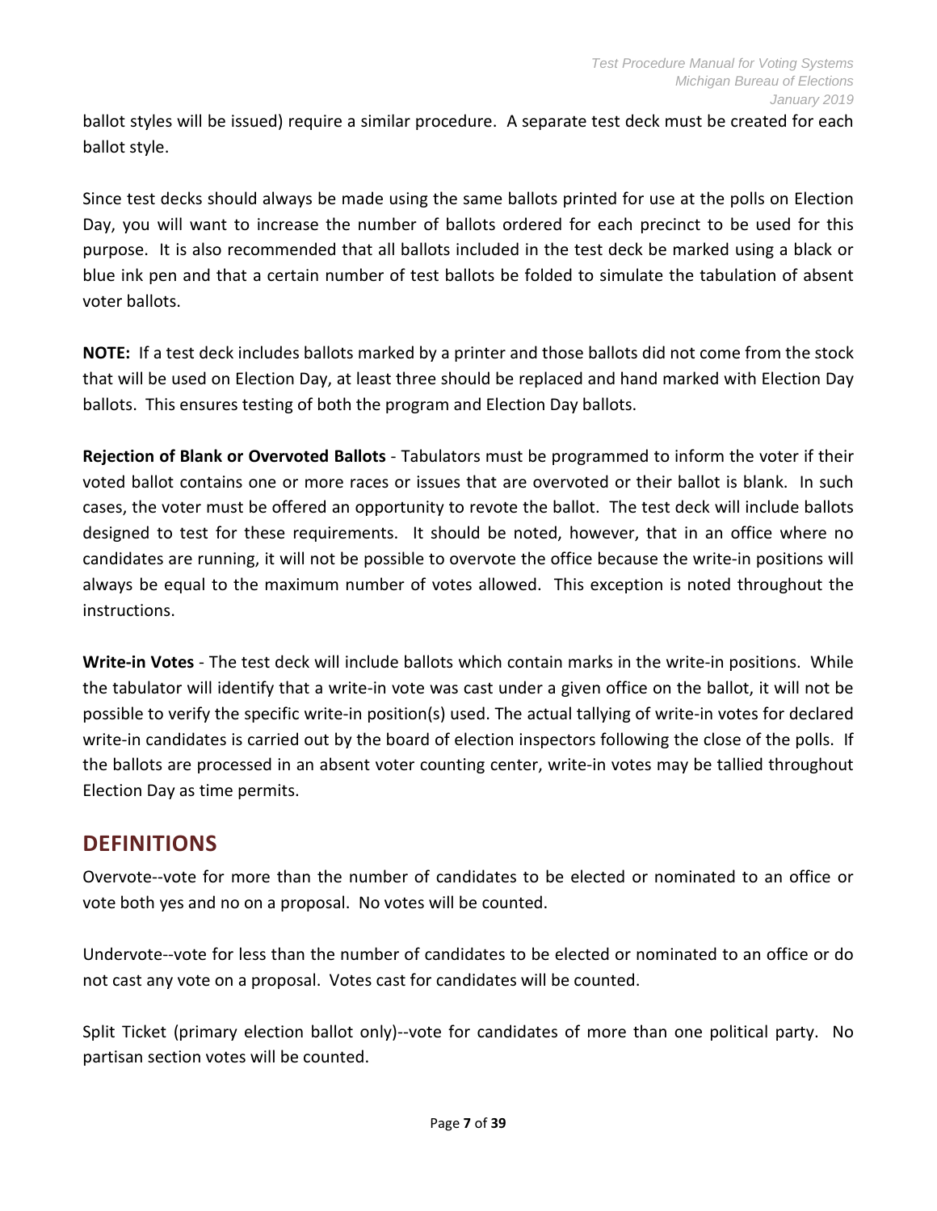ballot styles will be issued) require a similar procedure. A separate test deck must be created for each ballot style.

Since test decks should always be made using the same ballots printed for use at the polls on Election Day, you will want to increase the number of ballots ordered for each precinct to be used for this purpose. It is also recommended that all ballots included in the test deck be marked using a black or blue ink pen and that a certain number of test ballots be folded to simulate the tabulation of absent voter ballots.

**NOTE:** If a test deck includes ballots marked by a printer and those ballots did not come from the stock that will be used on Election Day, at least three should be replaced and hand marked with Election Day ballots. This ensures testing of both the program and Election Day ballots.

**Rejection of Blank or Overvoted Ballots** - Tabulators must be programmed to inform the voter if their voted ballot contains one or more races or issues that are overvoted or their ballot is blank. In such cases, the voter must be offered an opportunity to revote the ballot. The test deck will include ballots designed to test for these requirements. It should be noted, however, that in an office where no candidates are running, it will not be possible to overvote the office because the write-in positions will always be equal to the maximum number of votes allowed. This exception is noted throughout the instructions.

**Write-in Votes** - The test deck will include ballots which contain marks in the write-in positions. While the tabulator will identify that a write-in vote was cast under a given office on the ballot, it will not be possible to verify the specific write-in position(s) used. The actual tallying of write-in votes for declared write-in candidates is carried out by the board of election inspectors following the close of the polls. If the ballots are processed in an absent voter counting center, write-in votes may be tallied throughout Election Day as time permits.

## DEFINITIONS

Overvote--vote for more than the number of candidates to be elected or nominated to an office or vote both yes and no on a proposal. No votes will be counted.

Undervote--vote for less than the number of candidates to be elected or nominated to an office or do not cast any vote on a proposal. Votes cast for candidates will be counted.

Split Ticket (primary election ballot only)--vote for candidates of more than one political party. No partisan section votes will be counted.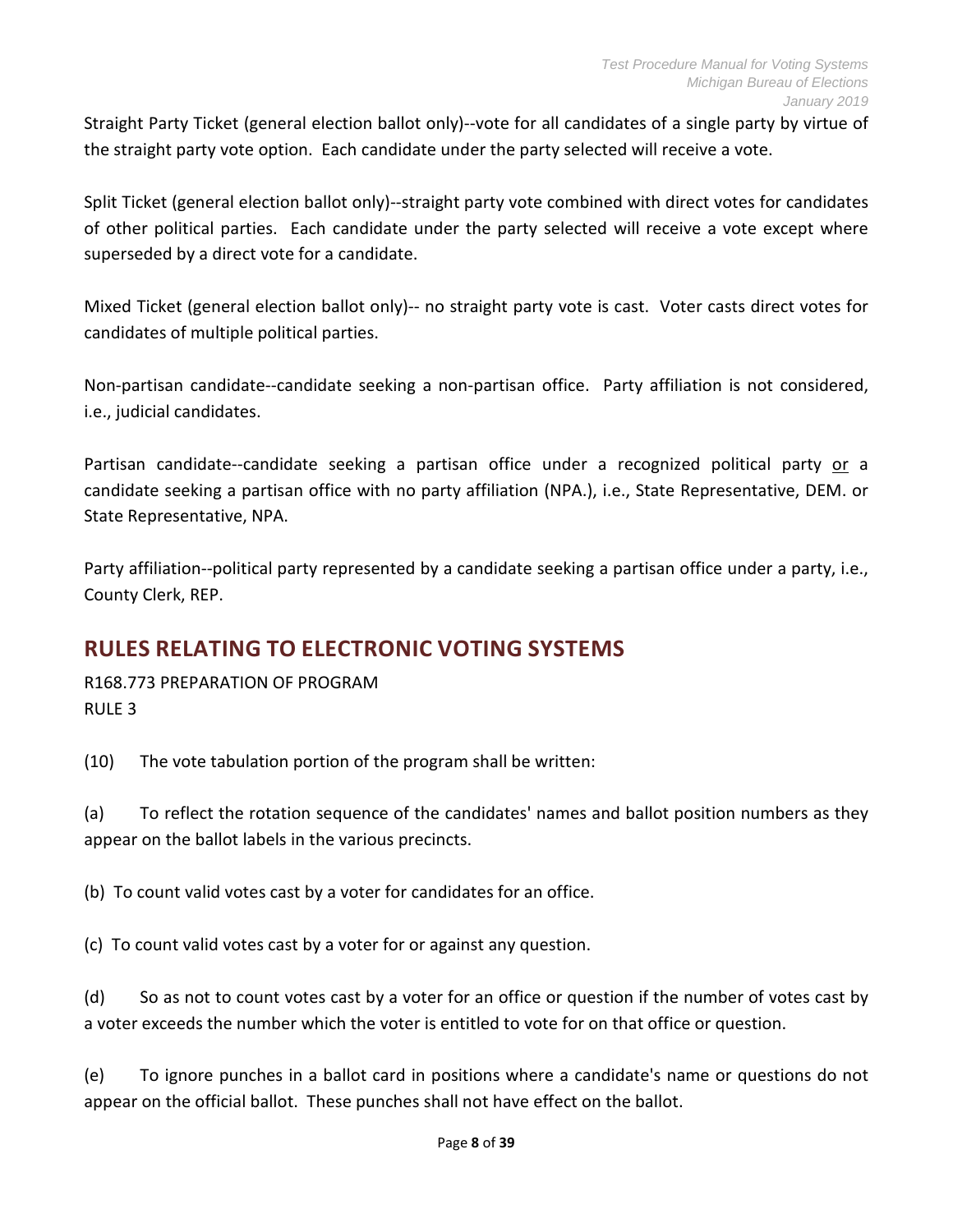Straight Party Ticket (general election ballot only)--vote for all candidates of a single party by virtue of the straight party vote option. Each candidate under the party selected will receive a vote.

Split Ticket (general election ballot only)--straight party vote combined with direct votes for candidates of other political parties. Each candidate under the party selected will receive a vote except where superseded by a direct vote for a candidate.

Mixed Ticket (general election ballot only)-- no straight party vote is cast. Voter casts direct votes for candidates of multiple political parties.

Non-partisan candidate--candidate seeking a non-partisan office. Party affiliation is not considered, i.e., judicial candidates.

Partisan candidate--candidate seeking a partisan office under a recognized political party <u>or</u> a candidate seeking a partisan office with no party affiliation (NPA.), i.e., State Representative, DEM. or State Representative, NPA.

Party affiliation--political party represented by a candidate seeking a partisan office under a party, i.e., County Clerk, REP.

## RULES RELATING TO ELECTRONIC VOTING SYSTEMS

R168.773 PREPARATION OF PROGRAM
RULE 3

(10) The vote tabulation portion of the program shall be written:

(a) To reflect the rotation sequence of the candidates' names and ballot position numbers as they appear on the ballot labels in the various precincts.

(b) To count valid votes cast by a voter for candidates for an office.

(c) To count valid votes cast by a voter for or against any question.

(d) So as not to count votes cast by a voter for an office or question if the number of votes cast by a voter exceeds the number which the voter is entitled to vote for on that office or question.

(e) To ignore punches in a ballot card in positions where a candidate's name or questions do not appear on the official ballot. These punches shall not have effect on the ballot.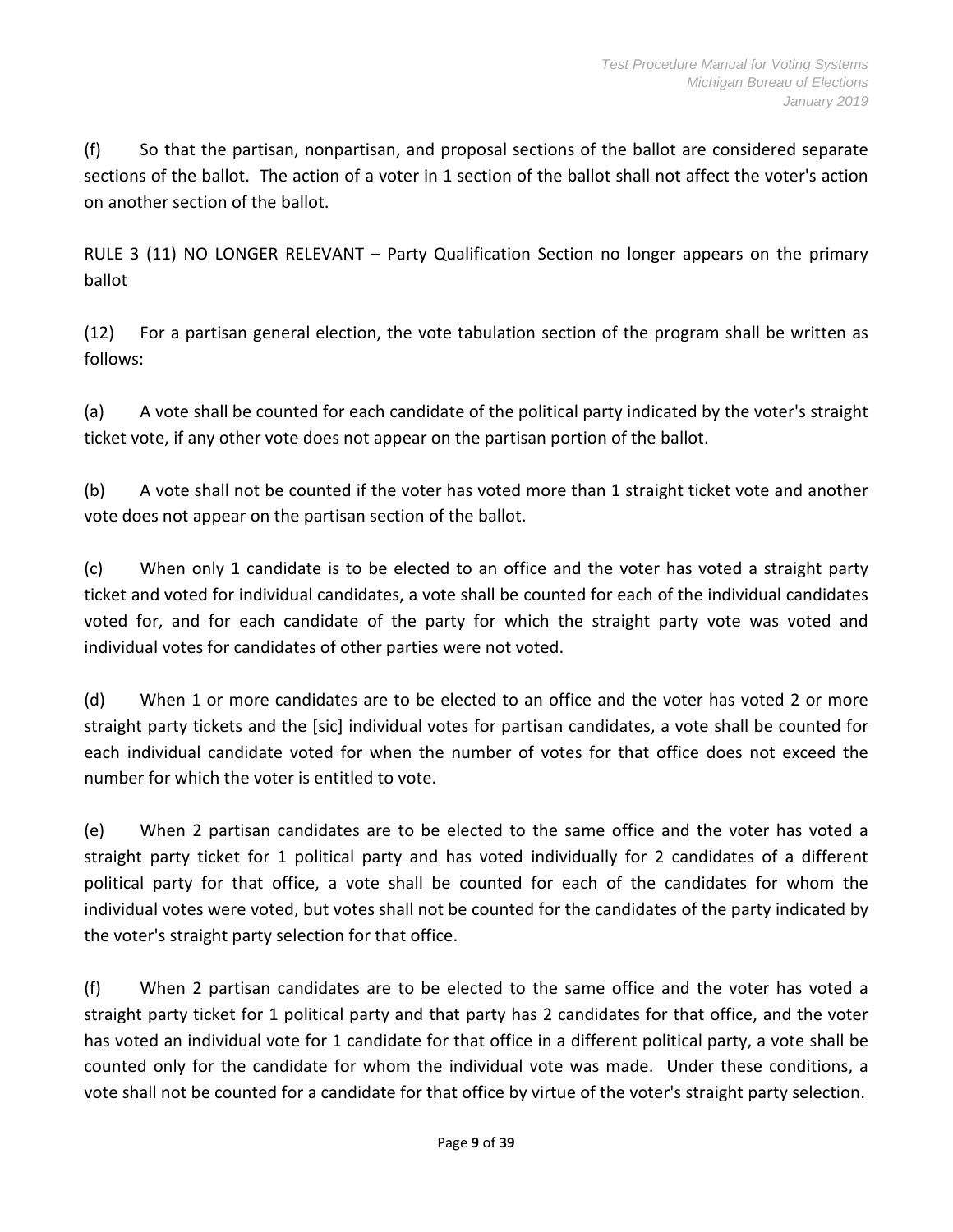(f) So that the partisan, nonpartisan, and proposal sections of the ballot are considered separate sections of the ballot. The action of a voter in 1 section of the ballot shall not affect the voter's action on another section of the ballot.

RULE 3 (11) NO LONGER RELEVANT – Party Qualification Section no longer appears on the primary ballot

(12) For a partisan general election, the vote tabulation section of the program shall be written as follows:

(a) A vote shall be counted for each candidate of the political party indicated by the voter's straight ticket vote, if any other vote does not appear on the partisan portion of the ballot.

(b) A vote shall not be counted if the voter has voted more than 1 straight ticket vote and another vote does not appear on the partisan section of the ballot.

(c) When only 1 candidate is to be elected to an office and the voter has voted a straight party ticket and voted for individual candidates, a vote shall be counted for each of the individual candidates voted for, and for each candidate of the party for which the straight party vote was voted and individual votes for candidates of other parties were not voted.

(d) When 1 or more candidates are to be elected to an office and the voter has voted 2 or more straight party tickets and the [sic] individual votes for partisan candidates, a vote shall be counted for each individual candidate voted for when the number of votes for that office does not exceed the number for which the voter is entitled to vote.

(e) When 2 partisan candidates are to be elected to the same office and the voter has voted a straight party ticket for 1 political party and has voted individually for 2 candidates of a different political party for that office, a vote shall be counted for each of the candidates for whom the individual votes were voted, but votes shall not be counted for the candidates of the party indicated by the voter's straight party selection for that office.

(f) When 2 partisan candidates are to be elected to the same office and the voter has voted a straight party ticket for 1 political party and that party has 2 candidates for that office, and the voter has voted an individual vote for 1 candidate for that office in a different political party, a vote shall be counted only for the candidate for whom the individual vote was made. Under these conditions, a vote shall not be counted for a candidate for that office by virtue of the voter's straight party selection.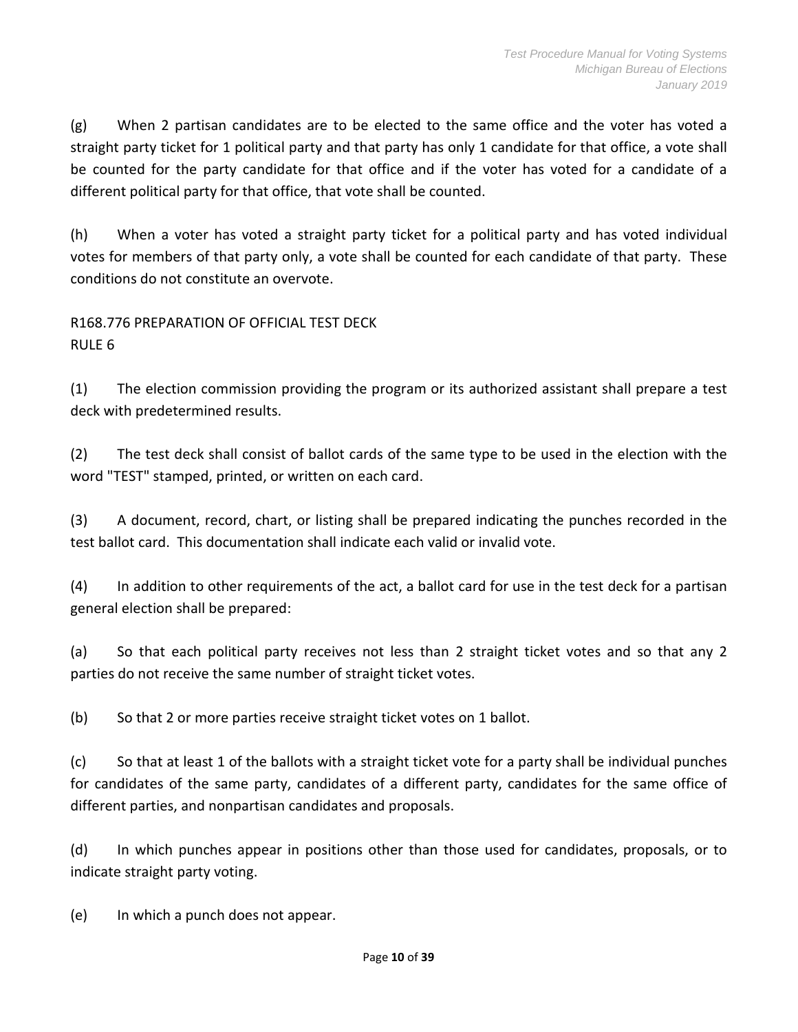(g) When 2 partisan candidates are to be elected to the same office and the voter has voted a straight party ticket for 1 political party and that party has only 1 candidate for that office, a vote shall be counted for the party candidate for that office and if the voter has voted for a candidate of a different political party for that office, that vote shall be counted.

(h) When a voter has voted a straight party ticket for a political party and has voted individual votes for members of that party only, a vote shall be counted for each candidate of that party. These conditions do not constitute an overvote.

R168.776 PREPARATION OF OFFICIAL TEST DECK
RULE 6

(1) The election commission providing the program or its authorized assistant shall prepare a test deck with predetermined results.

(2) The test deck shall consist of ballot cards of the same type to be used in the election with the word "TEST" stamped, printed, or written on each card.

(3) A document, record, chart, or listing shall be prepared indicating the punches recorded in the test ballot card. This documentation shall indicate each valid or invalid vote.

(4) In addition to other requirements of the act, a ballot card for use in the test deck for a partisan general election shall be prepared:

(a) So that each political party receives not less than 2 straight ticket votes and so that any 2 parties do not receive the same number of straight ticket votes.

(b) So that 2 or more parties receive straight ticket votes on 1 ballot.

(c) So that at least 1 of the ballots with a straight ticket vote for a party shall be individual punches for candidates of the same party, candidates of a different party, candidates for the same office of different parties, and nonpartisan candidates and proposals.

(d) In which punches appear in positions other than those used for candidates, proposals, or to indicate straight party voting.

(e) In which a punch does not appear.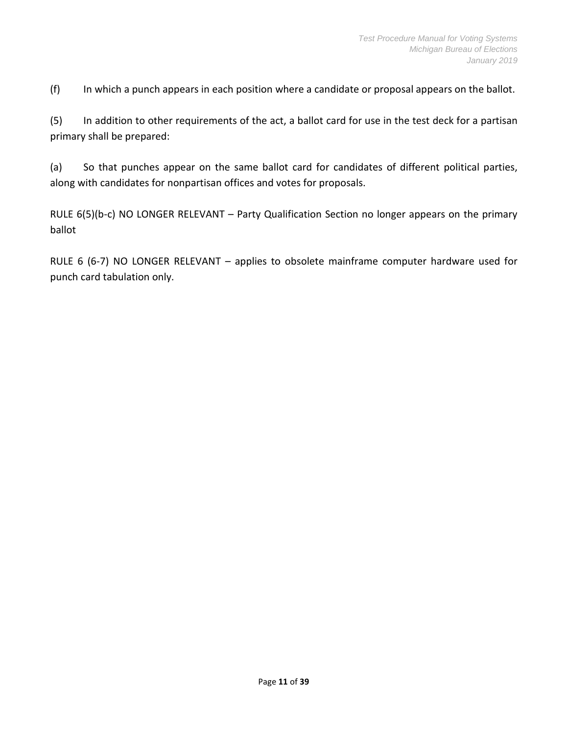(f) In which a punch appears in each position where a candidate or proposal appears on the ballot.

(5) In addition to other requirements of the act, a ballot card for use in the test deck for a partisan primary shall be prepared:

(a) So that punches appear on the same ballot card for candidates of different political parties, along with candidates for nonpartisan offices and votes for proposals.

RULE 6(5)(b-c) NO LONGER RELEVANT – Party Qualification Section no longer appears on the primary ballot

RULE 6 (6-7) NO LONGER RELEVANT – applies to obsolete mainframe computer hardware used for punch card tabulation only.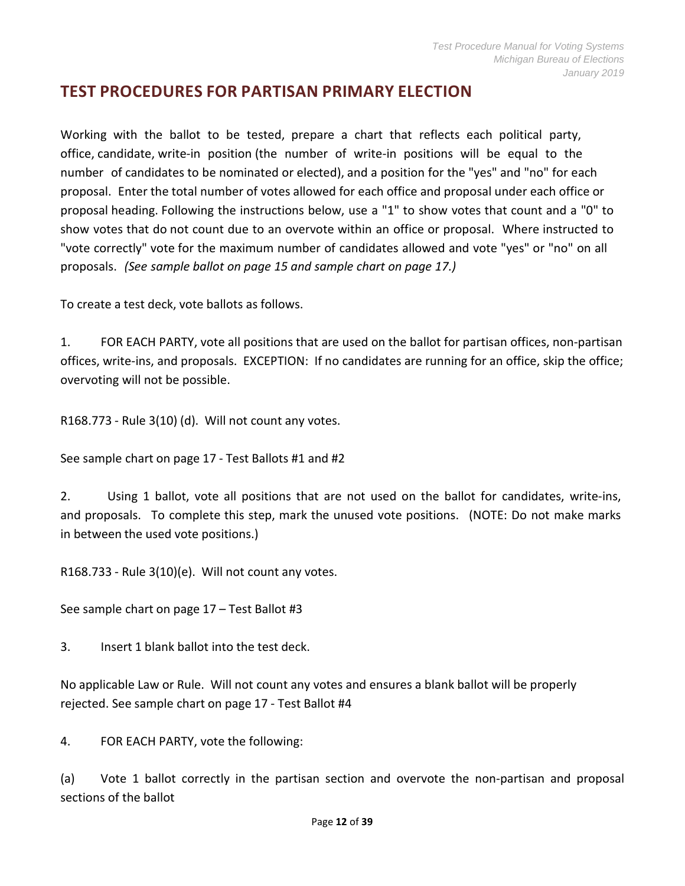# TEST PROCEDURES FOR PARTISAN PRIMARY ELECTION

Working with the ballot to be tested, prepare a chart that reflects each political party, office, candidate, write-in position (the number of write-in positions will be equal to the number of candidates to be nominated or elected), and a position for the "yes" and "no" for each proposal. Enter the total number of votes allowed for each office and proposal under each office or proposal heading. Following the instructions below, use a "1" to show votes that count and a "0" to show votes that do not count due to an overvote within an office or proposal. Where instructed to "vote correctly" vote for the maximum number of candidates allowed and vote "yes" or "no" on all proposals. *(See sample ballot on page 15 and sample chart on page 17.)*

To create a test deck, vote ballots as follows.

1. FOR EACH PARTY, vote all positions that are used on the ballot for partisan offices, non-partisan offices, write-ins, and proposals. EXCEPTION: If no candidates are running for an office, skip the office; overvoting will not be possible.

R168.773 - Rule 3(10) (d). Will not count any votes.

See sample chart on page 17 - Test Ballots #1 and #2

2. Using 1 ballot, vote all positions that are not used on the ballot for candidates, write-ins, and proposals. To complete this step, mark the unused vote positions. (NOTE: Do not make marks in between the used vote positions.)

R168.733 - Rule 3(10)(e). Will not count any votes.

See sample chart on page 17 – Test Ballot #3

3. Insert 1 blank ballot into the test deck.

No applicable Law or Rule. Will not count any votes and ensures a blank ballot will be properly rejected. See sample chart on page 17 - Test Ballot #4

4. FOR EACH PARTY, vote the following:

(a) Vote 1 ballot correctly in the partisan section and overvote the non-partisan and proposal sections of the ballot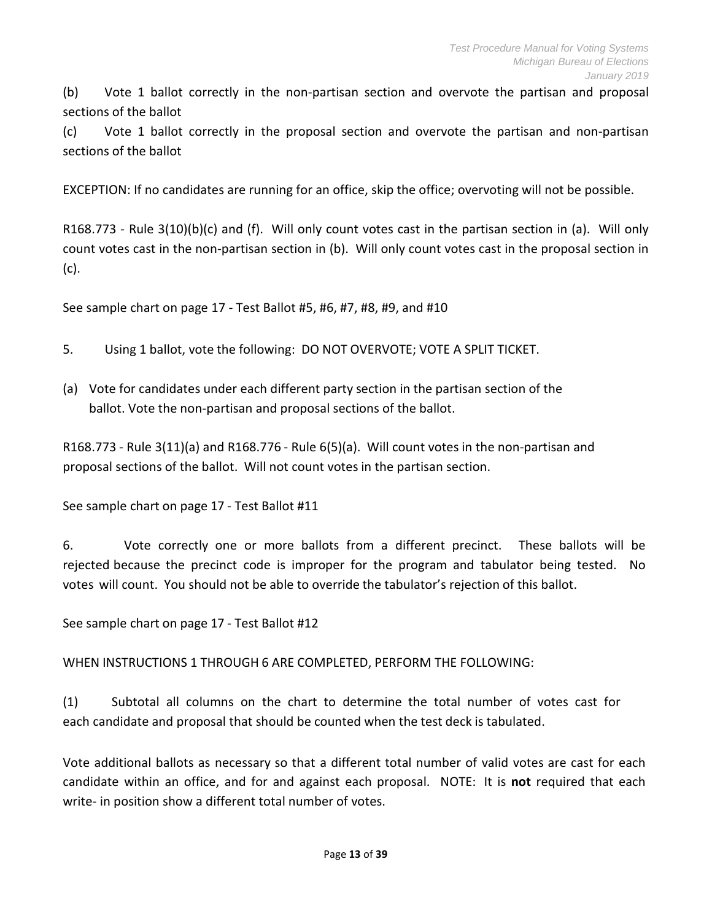(b) Vote 1 ballot correctly in the non-partisan section and overvote the partisan and proposal sections of the ballot

(c) Vote 1 ballot correctly in the proposal section and overvote the partisan and non-partisan sections of the ballot

EXCEPTION: If no candidates are running for an office, skip the office; overvoting will not be possible.

R168.773 - Rule 3(10)(b)(c) and (f). Will only count votes cast in the partisan section in (a). Will only count votes cast in the non-partisan section in (b). Will only count votes cast in the proposal section in (c).

See sample chart on page 17 - Test Ballot #5, #6, #7, #8, #9, and #10

5. Using 1 ballot, vote the following: DO NOT OVERVOTE; VOTE A SPLIT TICKET.

(a) Vote for candidates under each different party section in the partisan section of the ballot. Vote the non-partisan and proposal sections of the ballot.

R168.773 - Rule 3(11)(a) and R168.776 - Rule 6(5)(a). Will count votes in the non-partisan and proposal sections of the ballot. Will not count votes in the partisan section.

See sample chart on page 17 - Test Ballot #11

6. Vote correctly one or more ballots from a different precinct. These ballots will be rejected because the precinct code is improper for the program and tabulator being tested. No votes will count. You should not be able to override the tabulator's rejection of this ballot.

See sample chart on page 17 - Test Ballot #12

WHEN INSTRUCTIONS 1 THROUGH 6 ARE COMPLETED, PERFORM THE FOLLOWING:

(1) Subtotal all columns on the chart to determine the total number of votes cast for each candidate and proposal that should be counted when the test deck is tabulated.

Vote additional ballots as necessary so that a different total number of valid votes are cast for each candidate within an office, and for and against each proposal. NOTE: It is **not** required that each write- in position show a different total number of votes.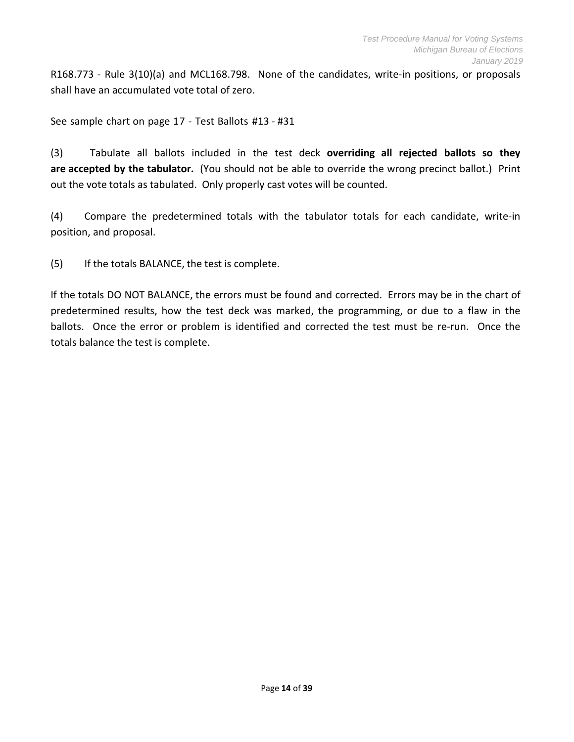R168.773 - Rule 3(10)(a) and MCL168.798. None of the candidates, write-in positions, or proposals shall have an accumulated vote total of zero.

See sample chart on page 17 - Test Ballots #13 - #31

(3) Tabulate all ballots included in the test deck **overriding all rejected ballots so they are accepted by the tabulator.** (You should not be able to override the wrong precinct ballot.) Print out the vote totals as tabulated. Only properly cast votes will be counted.

(4) Compare the predetermined totals with the tabulator totals for each candidate, write-in position, and proposal.

(5) If the totals BALANCE, the test is complete.

If the totals DO NOT BALANCE, the errors must be found and corrected. Errors may be in the chart of predetermined results, how the test deck was marked, the programming, or due to a flaw in the ballots. Once the error or problem is identified and corrected the test must be re-run. Once the totals balance the test is complete.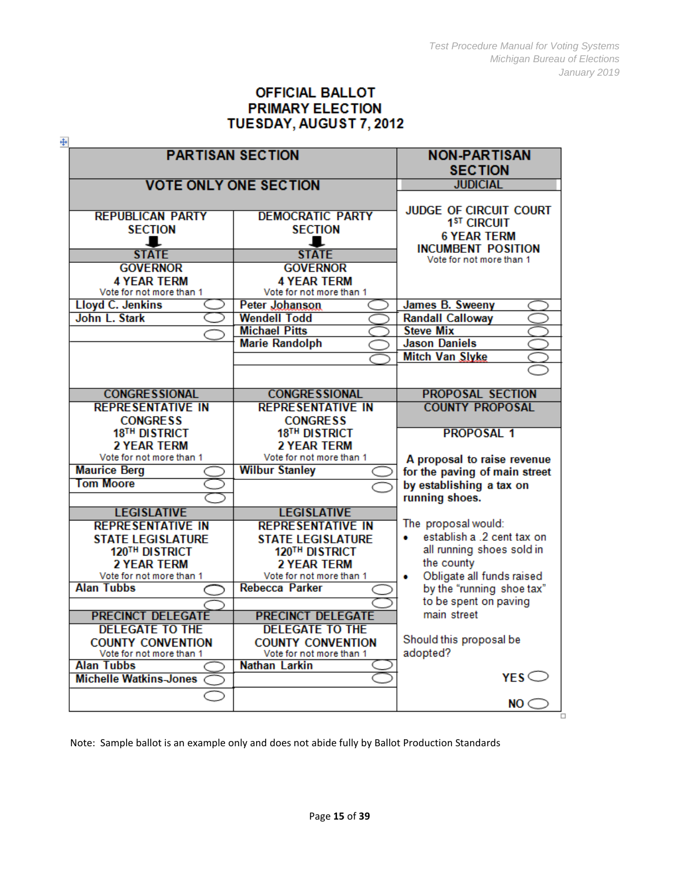# OFFICIAL BALLOT
# PRIMARY ELECTION
# TUESDAY, AUGUST 7, 2012

| PARTISAN SECTION | | NON-PARTISAN SECTION |
|---|---|---|
| **VOTE ONLY ONE SECTION** | | **JUDICIAL** |
| **REPUBLICAN PARTY SECTION** | **DEMOCRATIC PARTY SECTION** | **JUDGE OF CIRCUIT COURT 1ST CIRCUIT 6 YEAR TERM INCUMBENT POSITION** Vote for not more than 1 |
| **STATE** | **STATE** | |
| **GOVERNOR 4 YEAR TERM** Vote for not more than 1 | **GOVERNOR 4 YEAR TERM** Vote for not more than 1 | |
| Lloyd C. Jenkins ⬭ | Peter Johanson ⬭ | James B. Sweeny ⬭ |
| John L. Stark ⬭ | Wendell Todd ⬭ | Randall Calloway ⬭ |
| ⬭ | Michael Pitts ⬭ | Steve Mix ⬭ |
| | Marie Randolph ⬭ | Jason Daniels ⬭ |
| | ⬭ | Mitch Van Slyke ⬭ |
| | | ⬭ |
| **CONGRESSIONAL** | **CONGRESSIONAL** | **PROPOSAL SECTION** |
| **REPRESENTATIVE IN CONGRESS 18TH DISTRICT 2 YEAR TERM** Vote for not more than 1 | **REPRESENTATIVE IN CONGRESS 18TH DISTRICT 2 YEAR TERM** Vote for not more than 1 | **COUNTY PROPOSAL** |
| Maurice Berg ⬭ | Wilbur Stanley ⬭ | **PROPOSAL 1** |
| Tom Moore ⬭ | ⬭ | **A proposal to raise revenue for the paving of main street by establishing a tax on running shoes.** |
| ⬭ | | The proposal would: |
| **LEGISLATIVE** | **LEGISLATIVE** | • establish a .2 cent tax on all running shoes sold in the county |
| **REPRESENTATIVE IN STATE LEGISLATURE 120TH DISTRICT 2 YEAR TERM** Vote for not more than 1 | **REPRESENTATIVE IN STATE LEGISLATURE 120TH DISTRICT 2 YEAR TERM** Vote for not more than 1 | • Obligate all funds raised by the "running shoe tax" to be spent on paving main street |
| Alan Tubbs ⬭ | Rebecca Parker ⬭ | |
| ⬭ | ⬭ | |
| **PRECINCT DELEGATE** | **PRECINCT DELEGATE** | Should this proposal be adopted? |
| **DELEGATE TO THE COUNTY CONVENTION** Vote for not more than 1 | **DELEGATE TO THE COUNTY CONVENTION** Vote for not more than 1 | |
| Alan Tubbs ⬭ | Nathan Larkin ⬭ | YES ⬭ |
| Michelle Watkins-Jones ⬭ | ⬭ | |
| ⬭ | | NO ⬭ |

Note: Sample ballot is an example only and does not abide fully by Ballot Production Standards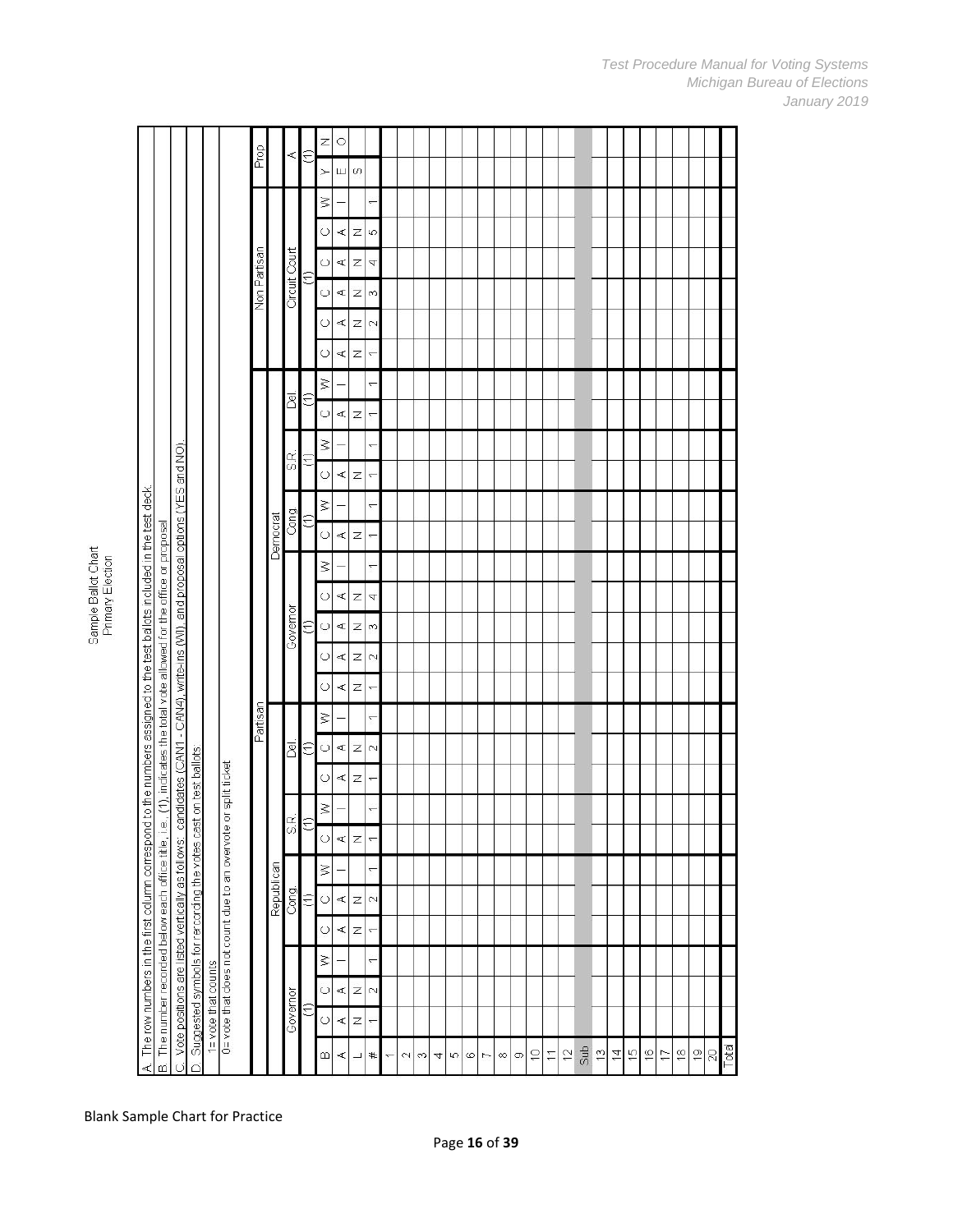# Sample Ballot Chart
## Primary Election

| A. The row numbers in the first column correspond to the numbers assigned to the test ballots included in the test deck. |
|---|
| B. The number recorded below each office title, i.e., (1), indicates the total vote allowed for the office or proposal |
| C. Vote positions are listed vertically as follows: candidates (CAN1 - CAN4), write-ins (WI), and proposal options (YES and NO). |
| D. Suggested symbols for recording the votes cast on test ballots |
| 1= vote that counts |
| 0= vote that does not count due to an overvote or split ticket |

| | Partisan | | | | | | | | | | | | | | | | | | | | | | Non Partisan | | | | | | Prop | |
|---|---|---|---|---|---|---|---|---|---|---|---|---|---|---|---|---|---|---|---|---|---|---|---|---|---|---|---|---|---|---|
| | Republican | | | | | | | | | | | Democrat | | | | | | | | | | | | | | | | | | |
| | Governor | | | Cong. | | | S.R. | | Del. | | | Governor | | | | | Cong | | S.R. | | Del | | Circuit Court | | | | | | A | |
| | (1) | | | (1) | | | (1) | | (1) | | | (1) | | | | | (1) | | (1) | | (1) | | (1) | | | | | | (1) | |
| B | C | C | W | C | C | W | C | W | C | C | W | C | C | C | C | W | C | W | C | W | C | W | C | C | C | C | C | W | Y | N |
| A | A | A | I | A | A | I | A | I | A | A | I | A | A | A | A | I | A | I | A | I | A | I | A | A | A | A | A | I | E | O |
| L | N | N | | N | N | | N | | N | N | | N | N | N | N | | N | | N | | N | | N | N | N | N | N | | S | |
| # | 1 | 2 | 1 | 1 | 2 | 1 | 1 | 1 | 1 | 2 | 1 | 1 | 2 | 3 | 4 | 1 | 1 | 1 | 1 | 1 | 1 | 1 | 1 | 2 | 3 | 4 | 5 | 1 | | |
| 1 | | | | | | | | | | | | | | | | | | | | | | | | | | | | | | |
| 2 | | | | | | | | | | | | | | | | | | | | | | | | | | | | | | |
| 3 | | | | | | | | | | | | | | | | | | | | | | | | | | | | | | |
| 4 | | | | | | | | | | | | | | | | | | | | | | | | | | | | | | |
| 5 | | | | | | | | | | | | | | | | | | | | | | | | | | | | | | |
| 6 | | | | | | | | | | | | | | | | | | | | | | | | | | | | | | |
| 7 | | | | | | | | | | | | | | | | | | | | | | | | | | | | | | |
| 8 | | | | | | | | | | | | | | | | | | | | | | | | | | | | | | |
| 9 | | | | | | | | | | | | | | | | | | | | | | | | | | | | | | |
| 10 | | | | | | | | | | | | | | | | | | | | | | | | | | | | | | |
| 11 | | | | | | | | | | | | | | | | | | | | | | | | | | | | | | |
| 12 | | | | | | | | | | | | | | | | | | | | | | | | | | | | | | |
| Sub | | | | | | | | | | | | | | | | | | | | | | | | | | | | | | |
| 13 | | | | | | | | | | | | | | | | | | | | | | | | | | | | | | |
| 14 | | | | | | | | | | | | | | | | | | | | | | | | | | | | | | |
| 15 | | | | | | | | | | | | | | | | | | | | | | | | | | | | | | |
| 16 | | | | | | | | | | | | | | | | | | | | | | | | | | | | | | |
| 17 | | | | | | | | | | | | | | | | | | | | | | | | | | | | | | |
| 18 | | | | | | | | | | | | | | | | | | | | | | | | | | | | | | |
| 19 | | | | | | | | | | | | | | | | | | | | | | | | | | | | | | |
| 20 | | | | | | | | | | | | | | | | | | | | | | | | | | | | | | |
| Total | | | | | | | | | | | | | | | | | | | | | | | | | | | | | | |

Blank Sample Chart for Practice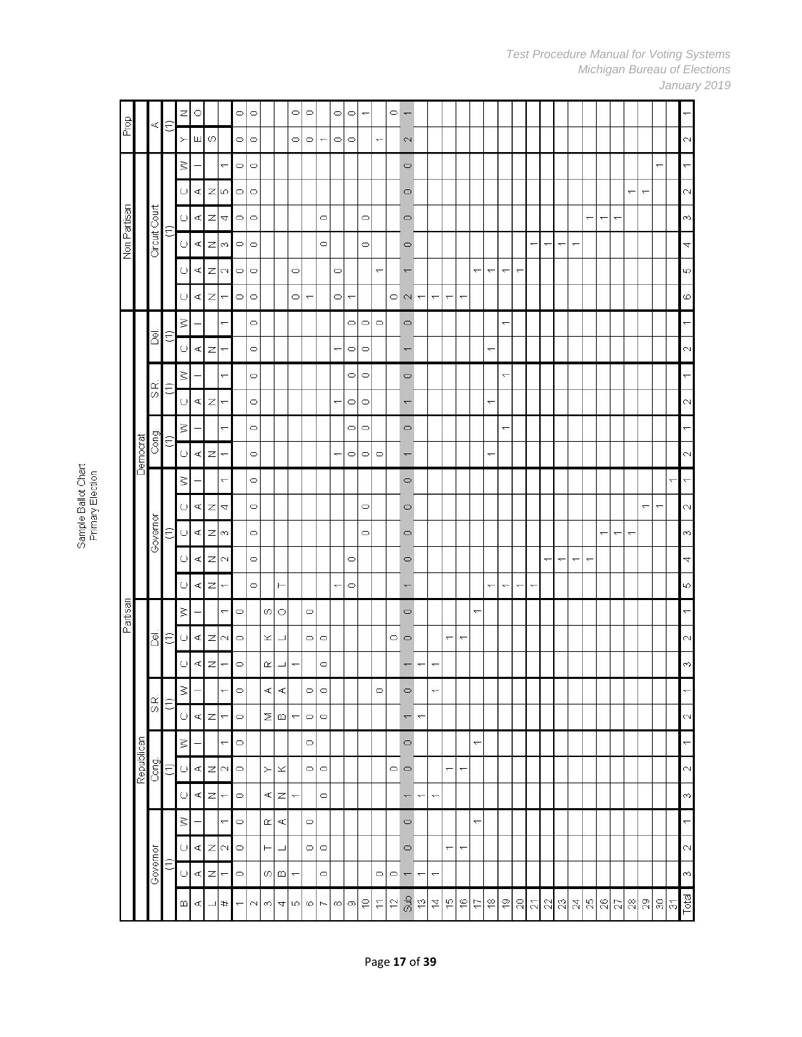Sample Ballot Chart
Primary Election

| | Partisan | | | | | | | | | | | | | | | | | | | | | | Non Partisan | | | | | | Prop | |
|---|---|---|---|---|---|---|---|---|---|---|---|---|---|---|---|---|---|---|---|---|---|---|---|---|---|---|---|---|---|---|
| | Republican | | | | | | | | | | | Democrat | | | | | | | | | | | | | | | | | | |
| | Governor (1) | | | Cong. (1) | | | S.R. (1) | | Del (1) | | | Governor (1) | | | | | Cong (1) | | S.R. (1) | | Del (1) | | Circuit Court (1) | | | | | | A (1) | |
| BALL | CAN | CAN | WI | CAN | CAN | WI | CAN | WI | CAN | CAN | WI | CAN | CAN | CAN | CAN | WI | CAN | WI | CAN | WI | CAN | WI | CAN | CAN | CAN | CAN | CAN | WI | YES | NO |
| # | 1 | 2 | 1 | 1 | 2 | 1 | 1 | 1 | 1 | 2 | 1 | 1 | 2 | 3 | 4 | 1 | 1 | 1 | 1 | 1 | 1 | 1 | 1 | 2 | 3 | 4 | 5 | 1 | | |
| 1 | 0 | 0 | 0 | 0 | 0 | 0 | 0 | 0 | 0 | 0 | 0 | | | | | | | | | | | | 0 | 0 | 0 | 0 | 0 | 0 | 0 | 0 |
| 2 | | | | | | | | | | | | 0 | 0 | 0 | 0 | 0 | 0 | 0 | 0 | 0 | 0 | 0 | 0 | 0 | 0 | 0 | 0 | 0 | 0 | 0 |
| 3 | S | T | R | A | Y | | M | A | R | K | S | | | | | | | | | | | | | | | | | | | |
| 4 | B | L | A | N | K | | B | A | L | L | O | T | | | | | | | | | | | | | | | | | | |
| 5 | 1 | | | 1 | | | 1 | | 1 | | | | | | | | | | | | | | 0 | 0 | | | | | 0 | 0 |
| 6 | | 0 | 0 | | 0 | 0 | 0 | 0 | | 0 | 0 | | | | | | | | | | | | 1 | | | | | | 0 | 0 |
| 7 | 0 | 0 | | 0 | 0 | | 0 | 0 | 0 | 0 | | | | | | | | | | | | | | | 0 | 0 | | | 1 | |
| 8 | | | | | | | | | | | | 1 | | | | | 1 | | 1 | | 1 | | 0 | 0 | | | | | 0 | 0 |
| 9 | | | | | | | | | | | | 0 | 0 | | | | 0 | 0 | 0 | 0 | 0 | 0 | 1 | | | | | | 0 | 0 |
| 10 | | | | | | | | | | | | | | 0 | 0 | | 0 | 0 | 0 | 0 | 0 | 0 | | | 0 | 0 | | | | 1 |
| 11 | 0 | | | | | | | 0 | | | | | | | | | 0 | | | | | 0 | | 1 | | | | | 1 | |
| 12 | 0 | | | | 0 | | | | | 0 | | | | | | | | | | | | | 0 | | | | | | | 0 |
| Sub | 1 | 0 | 0 | 1 | 0 | 0 | 1 | 0 | 1 | 0 | 0 | 1 | 0 | 0 | 0 | 0 | 1 | 0 | 1 | 0 | 1 | 0 | 2 | 1 | 0 | 0 | 0 | 0 | 2 | 1 |
| 13 | 1 | | | 1 | | | 1 | | 1 | | | | | | | | | | | | | | 1 | | | | | | | |
| 14 | 1 | | | 1 | | | | 1 | 1 | | | | | | | | | | | | | | 1 | | | | | | | |
| 15 | | 1 | | | 1 | | | | | 1 | | | | | | | | | | | | | 1 | | | | | | | |
| 16 | | 1 | | | 1 | | | | | 1 | | | | | | | | | | | | | 1 | | | | | | | |
| 17 | | | 1 | | | 1 | | | | | 1 | | | | | | | | | | | | | 1 | | | | | | |
| 18 | | | | | | | | | | | | 1 | | | | | 1 | | 1 | | 1 | | | 1 | | | | | | |
| 19 | | | | | | | | | | | | 1 | | | | | | 1 | | 1 | | 1 | | 1 | | | | | | |
| 20 | | | | | | | | | | | | 1 | | | | | | | | | | | | 1 | | | | | | |
| 21 | | | | | | | | | | | | 1 | | | | | | | | | | | | | 1 | | | | | |
| 22 | | | | | | | | | | | | | 1 | | | | | | | | | | | | 1 | | | | | |
| 23 | | | | | | | | | | | | | 1 | | | | | | | | | | | | 1 | | | | | |
| 24 | | | | | | | | | | | | | 1 | | | | | | | | | | | | 1 | | | | | |
| 25 | | | | | | | | | | | | | 1 | | | | | | | | | | | | | 1 | | | | |
| 26 | | | | | | | | | | | | | | 1 | | | | | | | | | | | | 1 | | | | |
| 27 | | | | | | | | | | | | | | 1 | | | | | | | | | | | | 1 | | | | |
| 28 | | | | | | | | | | | | | | 1 | | | | | | | | | | | | | 1 | | | |
| 29 | | | | | | | | | | | | | | | 1 | | | | | | | | | | | | 1 | | | |
| 30 | | | | | | | | | | | | | | | 1 | | | | | | | | | | | | | 1 | | |
| 31 | | | | | | | | | | | | | | | | 1 | | | | | | | | | | | | | | |
| Total | 3 | 2 | 1 | 3 | 2 | 1 | 2 | 1 | 3 | 2 | 1 | 5 | 4 | 3 | 2 | 1 | 2 | 1 | 2 | 1 | 2 | 1 | 6 | 5 | 4 | 3 | 2 | 1 | 2 | 1 |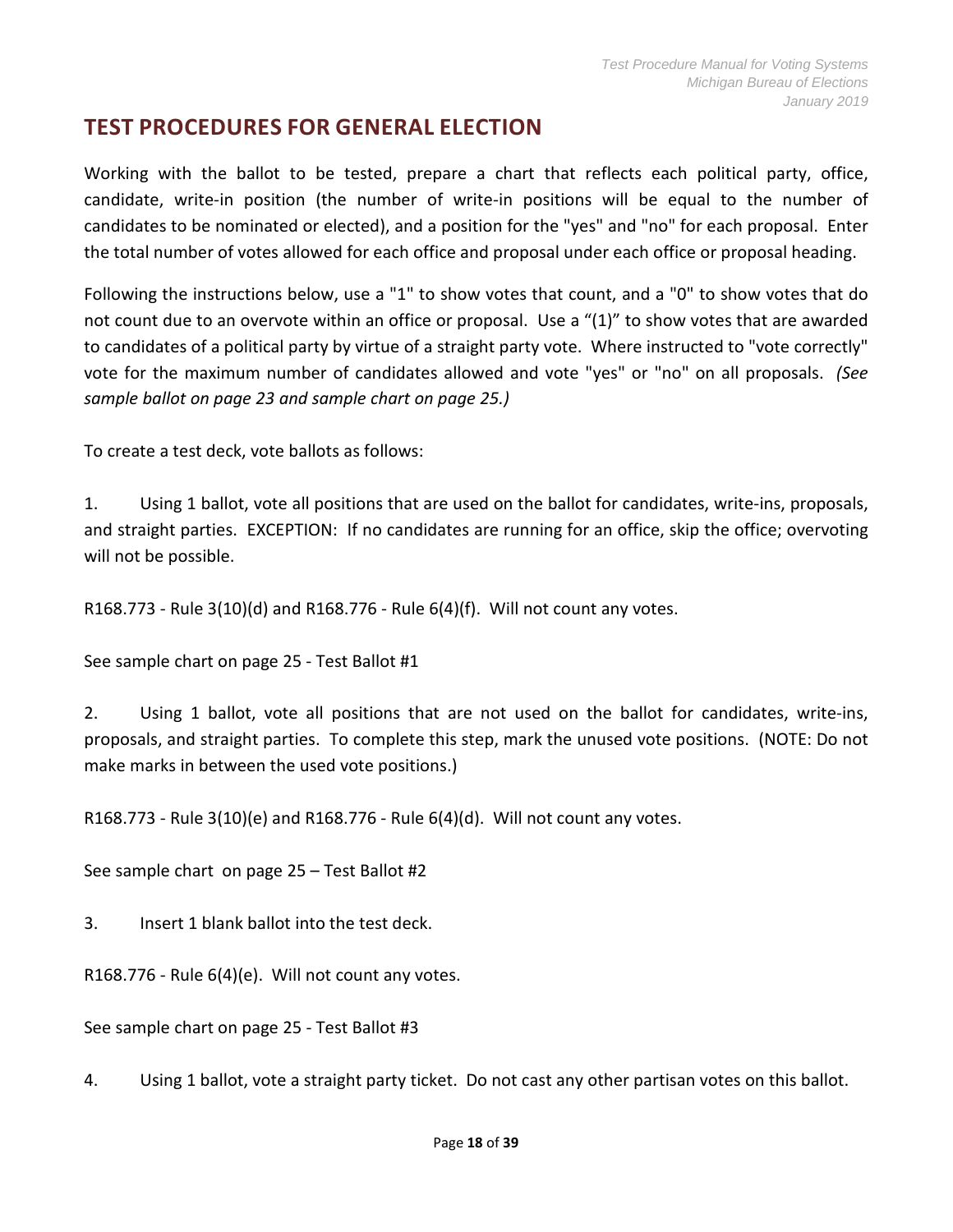## TEST PROCEDURES FOR GENERAL ELECTION

Working with the ballot to be tested, prepare a chart that reflects each political party, office, candidate, write-in position (the number of write-in positions will be equal to the number of candidates to be nominated or elected), and a position for the "yes" and "no" for each proposal. Enter the total number of votes allowed for each office and proposal under each office or proposal heading.

Following the instructions below, use a "1" to show votes that count, and a "0" to show votes that do not count due to an overvote within an office or proposal. Use a "(1)" to show votes that are awarded to candidates of a political party by virtue of a straight party vote. Where instructed to "vote correctly" vote for the maximum number of candidates allowed and vote "yes" or "no" on all proposals. *(See sample ballot on page 23 and sample chart on page 25.)*

To create a test deck, vote ballots as follows:

1. Using 1 ballot, vote all positions that are used on the ballot for candidates, write-ins, proposals, and straight parties. EXCEPTION: If no candidates are running for an office, skip the office; overvoting will not be possible.

R168.773 - Rule 3(10)(d) and R168.776 - Rule 6(4)(f). Will not count any votes.

See sample chart on page 25 - Test Ballot #1

2. Using 1 ballot, vote all positions that are not used on the ballot for candidates, write-ins, proposals, and straight parties. To complete this step, mark the unused vote positions. (NOTE: Do not make marks in between the used vote positions.)

R168.773 - Rule 3(10)(e) and R168.776 - Rule 6(4)(d). Will not count any votes.

See sample chart on page 25 – Test Ballot #2

3. Insert 1 blank ballot into the test deck.

R168.776 - Rule 6(4)(e). Will not count any votes.

See sample chart on page 25 - Test Ballot #3

4. Using 1 ballot, vote a straight party ticket. Do not cast any other partisan votes on this ballot.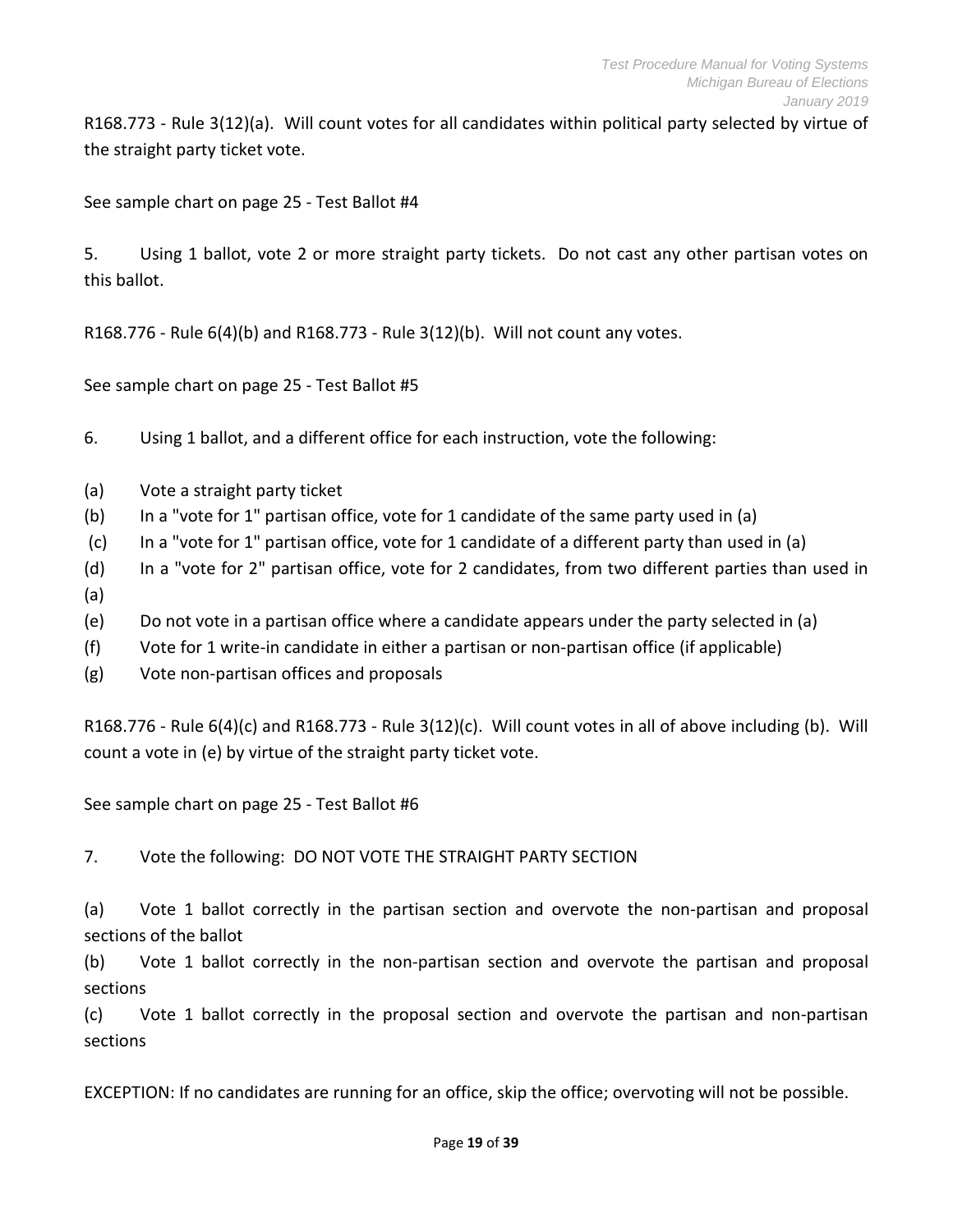R168.773 - Rule 3(12)(a). Will count votes for all candidates within political party selected by virtue of the straight party ticket vote.

See sample chart on page 25 - Test Ballot #4

5. Using 1 ballot, vote 2 or more straight party tickets. Do not cast any other partisan votes on this ballot.

R168.776 - Rule 6(4)(b) and R168.773 - Rule 3(12)(b). Will not count any votes.

See sample chart on page 25 - Test Ballot #5

6. Using 1 ballot, and a different office for each instruction, vote the following:

(a) Vote a straight party ticket
(b) In a "vote for 1" partisan office, vote for 1 candidate of the same party used in (a)
(c) In a "vote for 1" partisan office, vote for 1 candidate of a different party than used in (a)
(d) In a "vote for 2" partisan office, vote for 2 candidates, from two different parties than used in (a)
(e) Do not vote in a partisan office where a candidate appears under the party selected in (a)
(f) Vote for 1 write-in candidate in either a partisan or non-partisan office (if applicable)
(g) Vote non-partisan offices and proposals

R168.776 - Rule 6(4)(c) and R168.773 - Rule 3(12)(c). Will count votes in all of above including (b). Will count a vote in (e) by virtue of the straight party ticket vote.

See sample chart on page 25 - Test Ballot #6

7. Vote the following: DO NOT VOTE THE STRAIGHT PARTY SECTION

(a) Vote 1 ballot correctly in the partisan section and overvote the non-partisan and proposal sections of the ballot
(b) Vote 1 ballot correctly in the non-partisan section and overvote the partisan and proposal sections
(c) Vote 1 ballot correctly in the proposal section and overvote the partisan and non-partisan sections

EXCEPTION: If no candidates are running for an office, skip the office; overvoting will not be possible.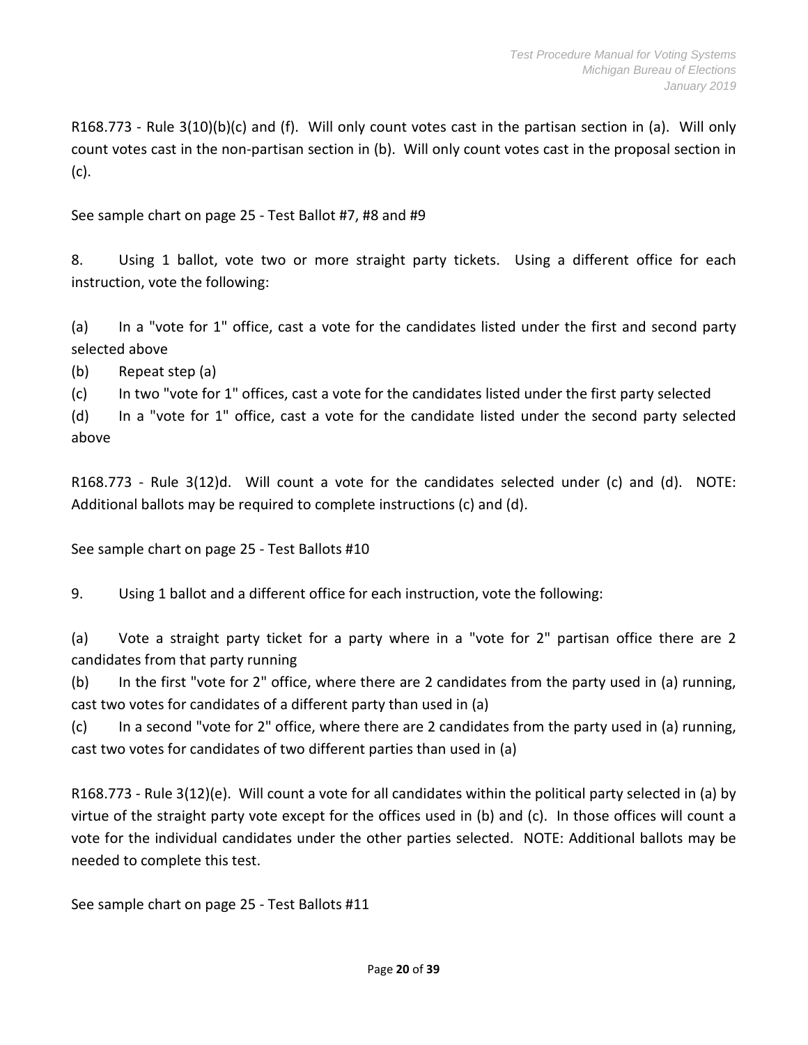R168.773 - Rule 3(10)(b)(c) and (f). Will only count votes cast in the partisan section in (a). Will only count votes cast in the non-partisan section in (b). Will only count votes cast in the proposal section in (c).

See sample chart on page 25 - Test Ballot #7, #8 and #9

8. Using 1 ballot, vote two or more straight party tickets. Using a different office for each instruction, vote the following:

(a) In a "vote for 1" office, cast a vote for the candidates listed under the first and second party selected above

(b) Repeat step (a)

(c) In two "vote for 1" offices, cast a vote for the candidates listed under the first party selected

(d) In a "vote for 1" office, cast a vote for the candidate listed under the second party selected above

R168.773 - Rule 3(12)d. Will count a vote for the candidates selected under (c) and (d). NOTE: Additional ballots may be required to complete instructions (c) and (d).

See sample chart on page 25 - Test Ballots #10

9. Using 1 ballot and a different office for each instruction, vote the following:

(a) Vote a straight party ticket for a party where in a "vote for 2" partisan office there are 2 candidates from that party running

(b) In the first "vote for 2" office, where there are 2 candidates from the party used in (a) running, cast two votes for candidates of a different party than used in (a)

(c) In a second "vote for 2" office, where there are 2 candidates from the party used in (a) running, cast two votes for candidates of two different parties than used in (a)

R168.773 - Rule 3(12)(e). Will count a vote for all candidates within the political party selected in (a) by virtue of the straight party vote except for the offices used in (b) and (c). In those offices will count a vote for the individual candidates under the other parties selected. NOTE: Additional ballots may be needed to complete this test.

See sample chart on page 25 - Test Ballots #11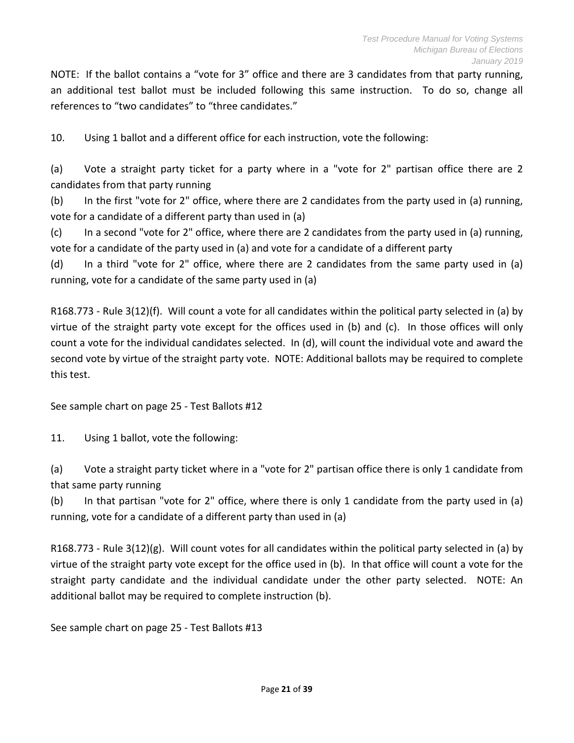NOTE: If the ballot contains a “vote for 3” office and there are 3 candidates from that party running, an additional test ballot must be included following this same instruction. To do so, change all references to “two candidates” to “three candidates.”

10. Using 1 ballot and a different office for each instruction, vote the following:

(a) Vote a straight party ticket for a party where in a "vote for 2" partisan office there are 2 candidates from that party running
(b) In the first "vote for 2" office, where there are 2 candidates from the party used in (a) running, vote for a candidate of a different party than used in (a)
(c) In a second "vote for 2" office, where there are 2 candidates from the party used in (a) running, vote for a candidate of the party used in (a) and vote for a candidate of a different party
(d) In a third "vote for 2" office, where there are 2 candidates from the same party used in (a) running, vote for a candidate of the same party used in (a)

R168.773 - Rule 3(12)(f). Will count a vote for all candidates within the political party selected in (a) by virtue of the straight party vote except for the offices used in (b) and (c). In those offices will only count a vote for the individual candidates selected. In (d), will count the individual vote and award the second vote by virtue of the straight party vote. NOTE: Additional ballots may be required to complete this test.

See sample chart on page 25 - Test Ballots #12

11. Using 1 ballot, vote the following:

(a) Vote a straight party ticket where in a "vote for 2" partisan office there is only 1 candidate from that same party running
(b) In that partisan "vote for 2" office, where there is only 1 candidate from the party used in (a) running, vote for a candidate of a different party than used in (a)

R168.773 - Rule 3(12)(g). Will count votes for all candidates within the political party selected in (a) by virtue of the straight party vote except for the office used in (b). In that office will count a vote for the straight party candidate and the individual candidate under the other party selected. NOTE: An additional ballot may be required to complete instruction (b).

See sample chart on page 25 - Test Ballots #13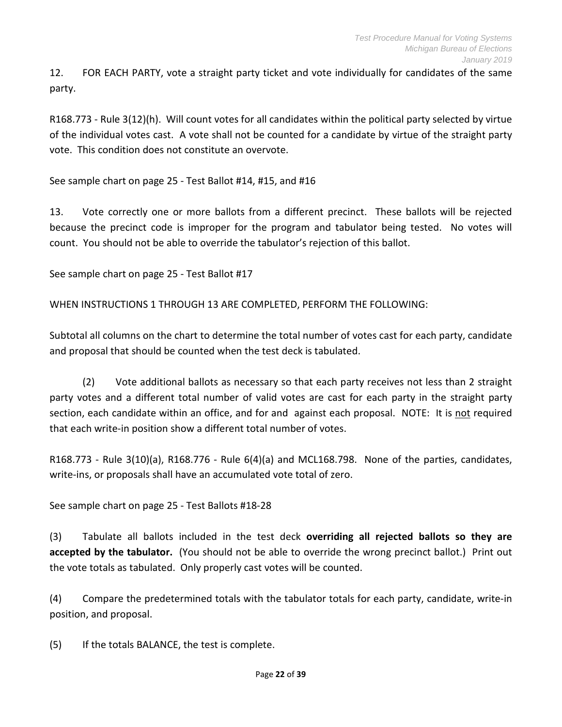12. FOR EACH PARTY, vote a straight party ticket and vote individually for candidates of the same party.

R168.773 - Rule 3(12)(h). Will count votes for all candidates within the political party selected by virtue of the individual votes cast. A vote shall not be counted for a candidate by virtue of the straight party vote. This condition does not constitute an overvote.

See sample chart on page 25 - Test Ballot #14, #15, and #16

13. Vote correctly one or more ballots from a different precinct. These ballots will be rejected because the precinct code is improper for the program and tabulator being tested. No votes will count. You should not be able to override the tabulator's rejection of this ballot.

See sample chart on page 25 - Test Ballot #17

WHEN INSTRUCTIONS 1 THROUGH 13 ARE COMPLETED, PERFORM THE FOLLOWING:

Subtotal all columns on the chart to determine the total number of votes cast for each party, candidate and proposal that should be counted when the test deck is tabulated.

(2) Vote additional ballots as necessary so that each party receives not less than 2 straight party votes and a different total number of valid votes are cast for each party in the straight party section, each candidate within an office, and for and against each proposal. NOTE: It is <u>not</u> required that each write-in position show a different total number of votes.

R168.773 - Rule 3(10)(a), R168.776 - Rule 6(4)(a) and MCL168.798. None of the parties, candidates, write-ins, or proposals shall have an accumulated vote total of zero.

See sample chart on page 25 - Test Ballots #18-28

(3) Tabulate all ballots included in the test deck **overriding all rejected ballots so they are accepted by the tabulator.** (You should not be able to override the wrong precinct ballot.) Print out the vote totals as tabulated. Only properly cast votes will be counted.

(4) Compare the predetermined totals with the tabulator totals for each party, candidate, write-in position, and proposal.

(5) If the totals BALANCE, the test is complete.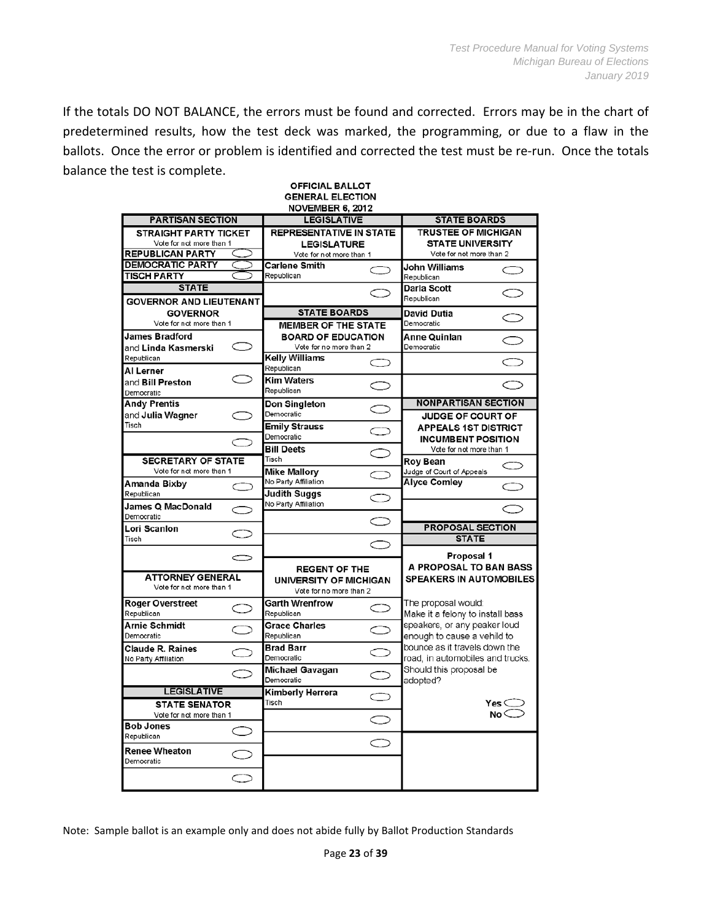If the totals DO NOT BALANCE, the errors must be found and corrected. Errors may be in the chart of predetermined results, how the test deck was marked, the programming, or due to a flaw in the ballots. Once the error or problem is identified and corrected the test must be re-run. Once the totals balance the test is complete.

**OFFICIAL BALLOT**
**GENERAL ELECTION**
**NOVEMBER 6, 2012**

**PARTISAN SECTION**

**STRAIGHT PARTY TICKET**
Vote for not more than 1

- REPUBLICAN PARTY ⬭
- DEMOCRATIC PARTY ⬭
- TISCH PARTY ⬭

**STATE**

**GOVERNOR AND LIEUTENANT GOVERNOR**
Vote for not more than 1

- James Bradford and Linda Kasmerski — Republican ⬭
- Al Lerner and Bill Preston — Democratic ⬭
- Andy Prentis and Julia Wagner — Tisch ⬭
- ⬭

**SECRETARY OF STATE**
Vote for not more than 1

- Amanda Bixby — Republican ⬭
- James Q MacDonald — Democratic ⬭
- Lori Scanlon — Tisch ⬭
- ⬭

**ATTORNEY GENERAL**
Vote for not more than 1

- Roger Overstreet — Republican ⬭
- Arnie Schmidt — Democratic ⬭
- Claude R. Raines — No Party Affiliation ⬭
- ⬭

**LEGISLATIVE**

**STATE SENATOR**
Vote for not more than 1

- Bob Jones — Republican ⬭
- Renee Wheaton — Democratic ⬭
- ⬭

**LEGISLATIVE**

**REPRESENTATIVE IN STATE LEGISLATURE**
Vote for not more than 1

- Carlene Smith — Republican ⬭
- ⬭

**STATE BOARDS**

**MEMBER OF THE STATE BOARD OF EDUCATION**
Vote for no more than 2

- Kelly Williams — Republican ⬭
- Kim Waters — Republican ⬭
- Don Singleton — Democratic ⬭
- Emily Strauss — Democratic ⬭
- Bill Deets — Tisch ⬭
- Mike Mallory — No Party Affiliation ⬭
- Judith Suggs — No Party Affiliation ⬭
- ⬭
- ⬭

**REGENT OF THE UNIVERSITY OF MICHIGAN**
Vote for no more than 2

- Garth Wrenfrow — Republican ⬭
- Grace Charles — Republican ⬭
- Brad Barr — Democratic ⬭
- Michael Gavagan — Democratic ⬭
- Kimberly Herrera — Tisch ⬭
- ⬭
- ⬭

**STATE BOARDS**

**TRUSTEE OF MICHIGAN STATE UNIVERSITY**
Vote for not more than 2

- John Williams — Republican ⬭
- Darla Scott — Republican ⬭
- David Dutia — Democratic ⬭
- Anne Quinlan — Democratic ⬭
- ⬭
- ⬭

**NONPARTISAN SECTION**

**JUDGE OF COURT OF APPEALS 1ST DISTRICT INCUMBENT POSITION**
Vote for not more than 1

- Roy Bean — Judge of Court of Appeals ⬭
- Alyce Comley ⬭
- ⬭

**PROPOSAL SECTION**

**STATE**

**Proposal 1**
**A PROPOSAL TO BAN BASS SPEAKERS IN AUTOMOBILES**

The proposal would:
Make it a felony to install bass speakers, or any peaker loud enough to cause a vehild to bounce as it travels down the road, in automobiles and trucks.
Should this proposal be adopted?

- Yes ⬭
- No ⬭

Note: Sample ballot is an example only and does not abide fully by Ballot Production Standards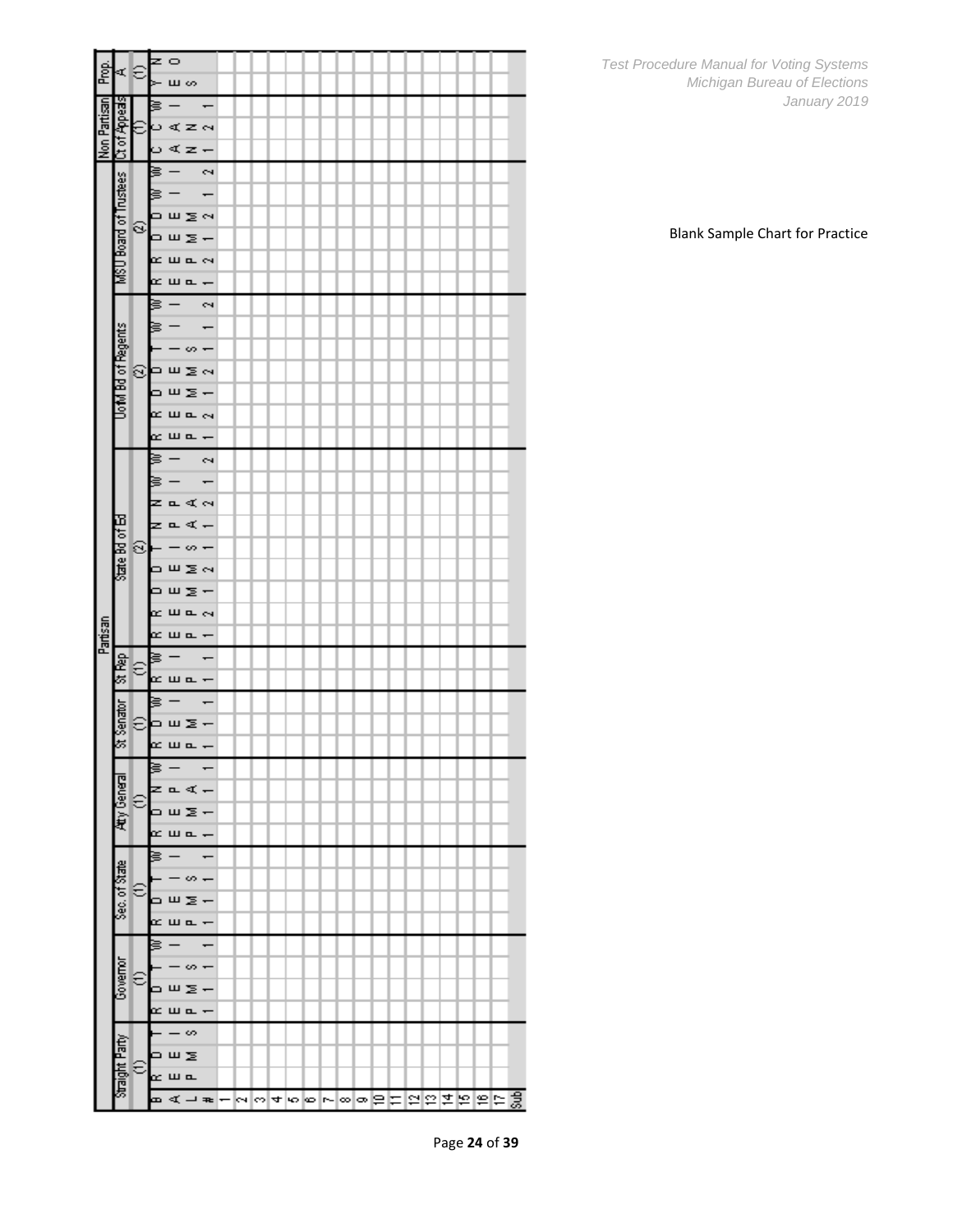Blank Sample Chart for Practice

| | Partisan | | | | | | | | | | | | | | | | | | | | | | | | | | | | | | | | | | | | | | | | | Non Partisan | | | Prop. | |
|---|---|---|---|---|---|---|---|---|---|---|---|---|---|---|---|---|---|---|---|---|---|---|---|---|---|---|---|---|---|---|---|---|---|---|---|---|---|---|---|---|---|---|---|---|---|---|
| | Straight Party | | | Governor | | | | Sec. of State | | | | Atty General | | | | St Senator | | | St Rep | | State Bd of Ed | | | | | | | | | UofM Bd of Regents | | | | | | | MSU Board of Trustees | | | | | | Ct of Appeals | | | A | |
| | (1) | | | (1) | | | | (1) | | | | (1) | | | | (1) | | | (1) | | (2) | | | | | | | | | (2) | | | | | | | (2) | | | | | | (1) | | | (1) | |
| BAL # | REP | DEM | TIS | REP 1 | DEM 1 | TIS 1 | WI 1 | REP 1 | DEM 1 | TIS 1 | WI 1 | REP 1 | DEM 1 | NPA 1 | WI 1 | REP 1 | DEM 1 | WI 1 | REP 1 | WI 1 | REP 1 | REP 2 | DEM 1 | DEM 2 | TIS 1 | NPA 1 | NPA 2 | WI 1 | WI 2 | REP 1 | REP 2 | DEM 1 | DEM 2 | TIS 1 | WI 1 | WI 2 | REP 1 | REP 2 | DEM 1 | DEM 2 | WI 1 | WI 2 | CCAN 1 | CCAN 2 | WI 1 | YES | NO |
| 1 | | | | | | | | | | | | | | | | | | | | | | | | | | | | | | | | | | | | | | | | | | | | | | | |
| 2 | | | | | | | | | | | | | | | | | | | | | | | | | | | | | | | | | | | | | | | | | | | | | | | |
| 3 | | | | | | | | | | | | | | | | | | | | | | | | | | | | | | | | | | | | | | | | | | | | | | | |
| 4 | | | | | | | | | | | | | | | | | | | | | | | | | | | | | | | | | | | | | | | | | | | | | | | |
| 5 | | | | | | | | | | | | | | | | | | | | | | | | | | | | | | | | | | | | | | | | | | | | | | | |
| 6 | | | | | | | | | | | | | | | | | | | | | | | | | | | | | | | | | | | | | | | | | | | | | | | |
| 7 | | | | | | | | | | | | | | | | | | | | | | | | | | | | | | | | | | | | | | | | | | | | | | | |
| 8 | | | | | | | | | | | | | | | | | | | | | | | | | | | | | | | | | | | | | | | | | | | | | | | |
| 9 | | | | | | | | | | | | | | | | | | | | | | | | | | | | | | | | | | | | | | | | | | | | | | | |
| 10 | | | | | | | | | | | | | | | | | | | | | | | | | | | | | | | | | | | | | | | | | | | | | | | |
| 11 | | | | | | | | | | | | | | | | | | | | | | | | | | | | | | | | | | | | | | | | | | | | | | | |
| 12 | | | | | | | | | | | | | | | | | | | | | | | | | | | | | | | | | | | | | | | | | | | | | | | |
| 13 | | | | | | | | | | | | | | | | | | | | | | | | | | | | | | | | | | | | | | | | | | | | | | | |
| 14 | | | | | | | | | | | | | | | | | | | | | | | | | | | | | | | | | | | | | | | | | | | | | | | |
| 15 | | | | | | | | | | | | | | | | | | | | | | | | | | | | | | | | | | | | | | | | | | | | | | | |
| 16 | | | | | | | | | | | | | | | | | | | | | | | | | | | | | | | | | | | | | | | | | | | | | | | |
| 17 | | | | | | | | | | | | | | | | | | | | | | | | | | | | | | | | | | | | | | | | | | | | | | | |
| Sub | | | | | | | | | | | | | | | | | | | | | | | | | | | | | | | | | | | | | | | | | | | | | | | |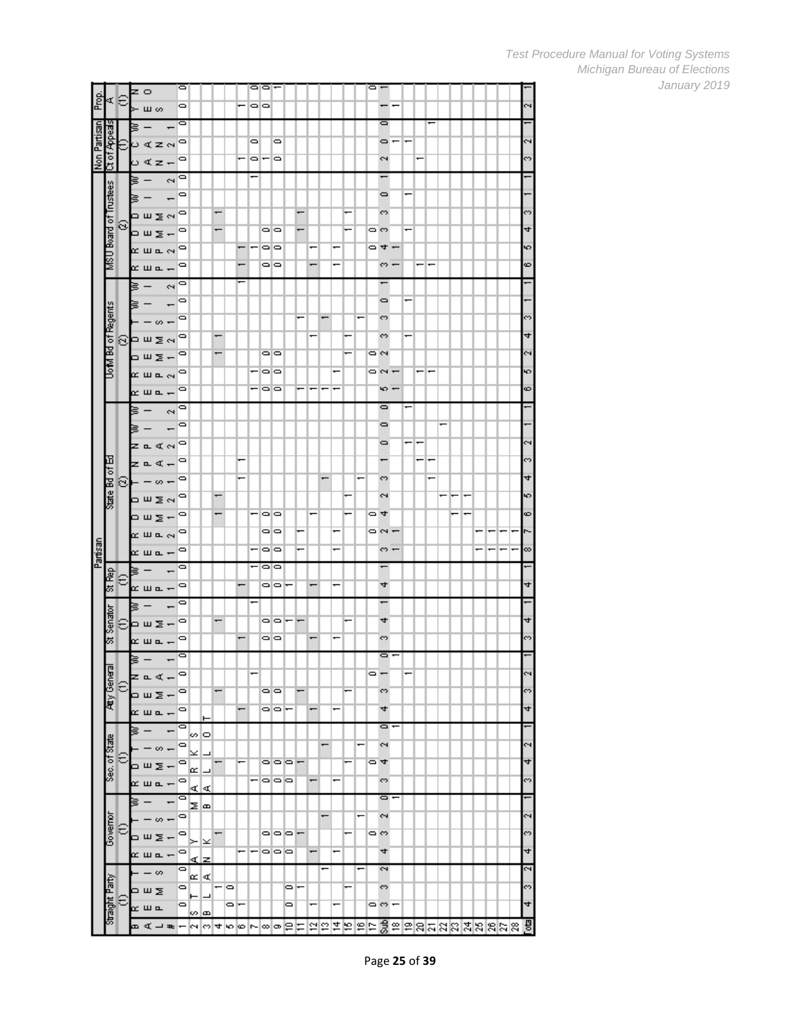| | Partisan | | | | | | | | | | | | | | | | | | | | | | | | | | | | | | | | | | | | | | | | | Non Partisan | | | Prop. | |
|---|---|---|---|---|---|---|---|---|---|---|---|---|---|---|---|---|---|---|---|---|---|---|---|---|---|---|---|---|---|---|---|---|---|---|---|---|---|---|---|---|---|---|---|---|---|---|
| | Straight Party (1) | | | Governor (1) | | | | Sec. of State (1) | | | | Atty General (1) | | | | St Senator (1) | | | St Rep (1) | | State Bd of Ed (2) | | | | | | | | | UofM Bd of Regents (2) | | | | | | | MSU Board of Trustees (2) | | | | | | Ct of Appeals (1) | | | A (1) | |
| BAL # | REP | DEM | TIS | REP 1 | DEM 1 | TIS 1 | WI 1 | REP 1 | DEM 1 | TIS 1 | WI 1 | REP 1 | DEM 1 | NPA 1 | WI 1 | REP 1 | DEM 1 | WI 1 | REP 1 | WI 1 | REP 1 | REP 2 | DEM 1 | DEM 2 | TIS 1 | NPA 1 | NPA 2 | WI 1 | WI 2 | REP 1 | REP 2 | DEM 1 | DEM 2 | TIS 1 | WI 1 | WI 2 | REP 1 | REP 2 | DEM 1 | DEM 2 | WI 1 | WI 2 | CAN 1 | CAN 2 | WI 1 | YES | NO |
| 1 | 0 | 0 | 0 | 0 | 0 | 0 | 0 | 0 | 0 | 0 | 0 | 0 | 0 | 0 | 0 | 0 | 0 | 0 | 0 | 0 | 0 | 0 | 0 | 0 | 0 | 0 | 0 | 0 | 0 | 0 | 0 | 0 | 0 | 0 | 0 | 0 | 0 | 0 | 0 | 0 | 0 | 0 | 0 | 0 | 0 | 0 | 0 |
| 2 | S | T | R | A | Y | | M | A | R | K | S | | | | | | | | | | | | | | | | | | | | | | | | | | | | | | | | | | | | |
| 3 | B | L | A | N | K | | B | A | L | L | O | T | | | | | | | | | | | | | | | | | | | | | | | | | | | | | | | | | | | |
| 4 | | 1 | | | 1 | | | | 1 | | | | 1 | | | | 1 | | | | | | 1 | 1 | | | | | | | | 1 | 1 | | | | | | 1 | 1 | | | | | | | |
| 5 | 0 | 0 | | | | | | | | | | | | | | | | | | | | | | | | | | | | | | | | | | | | | | | | | | | | | |
| 6 | 1 | | | 1 | | | | | 1 | | | 1 | | | | 1 | | | 1 | | | | | | 1 | 1 | | | | | | | | | | 1 | 1 | 1 | | | | | 1 | | | 1 | |
| 7 | | | | 1 | | | | 1 | | | | | | 1 | | | | 1 | | 1 | 1 | | 1 | | | | | | | 1 | 1 | | | | | | | 1 | | | | 1 | | 0 | | | 0 |
| 8 | | | | 0 | 0 | | | 0 | 0 | | | 0 | 0 | | | 0 | 0 | | 0 | 0 | 0 | 0 | 0 | | | | | | | 0 | 0 | 0 | | | | | 0 | 0 | 0 | | | | 0 | | | 0 | 0 |
| 9 | | | | 0 | 0 | | | 0 | 0 | | | 0 | 0 | | | 0 | 0 | | 0 | 0 | 0 | 0 | 0 | | | | | | | 0 | 0 | 0 | | | | | 0 | 0 | 0 | | | | 1 | | | 0 | 0 |
| 10 | 0 | 0 | | 0 | 0 | | | 0 | 0 | | | 1 | | | | | 1 | | 1 | 0 | | | | | | | | | | | | | | | | | | | | | | | 0 | 0 | | | 1 |
| 11 | | 1 | | | 1 | | | | 1 | | | | 1 | | | | 1 | | | | 1 | 1 | | | | | | | | 1 | | | | 1 | | | | | 1 | 1 | | | | | | | |
| 12 | 1 | | | 1 | | | | 1 | | | | 1 | | | | 1 | | | 1 | | | | 1 | | | | | | | 1 | | | 1 | | | | 1 | 1 | | | | | | | | | |
| 13 | | | 1 | | | 1 | | | | 1 | | | | | | | | | | | | | | | 1 | | | | | 1 | | | | 1 | | | | | | | | | | | | | |
| 14 | 1 | | | 1 | | | | 1 | | | | 1 | | | | 1 | | | 1 | | 1 | 1 | | | | | | | | 1 | 1 | | | | | | 1 | 1 | | | | | | | | | |
| 15 | | 1 | | | 1 | | | | 1 | | | | 1 | | | | 1 | | | | | | 1 | 1 | | | | | | | | 1 | 1 | | | | | | 1 | 1 | | | | | | | |
| 16 | | | 1 | | | 1 | | | | 1 | | | | | | | | | | | | | | | 1 | | | | | | | | | 1 | | | | | | | | | | | | | |
| 17 | 0 | | | | 0 | | | | 0 | | | | | 0 | | | | | | | | 0 | 0 | | | | | | | | 0 | 0 | | | | | | 0 | 0 | | | | | 0 | 0 | | 0 |
| Sub | 3 | 3 | 2 | 4 | 3 | 2 | 0 | 3 | 4 | 2 | 0 | 4 | 3 | 1 | 0 | 3 | 4 | 1 | 4 | 1 | 3 | 2 | 4 | 2 | 3 | 1 | 0 | 0 | 0 | 5 | 2 | 2 | 3 | 3 | 0 | 1 | 3 | 4 | 3 | 3 | 0 | 1 | 2 | 1 | 0 | 1 | 1 |
| 18 | 1 | | | | | | 1 | | | | 1 | | | | 1 | | | | | | 1 | 1 | | | | | | | 1 | 1 | 1 | | | | | | 1 | 1 | | | | | | 1 | | 1 | |
| 19 | | | | | | | | | | | | | | 1 | | | | | | | | | | | | | | | | | | | 1 | | 1 | | | | 1 | | 1 | | | | | | |
| 20 | | | | | | | | | | | | | | | | | | | | | | | | | | 1 | 1 | | | | 1 | | | | | | 1 | | | | | | | | | | |
| 21 | | | | | | | | | | | | | | | | | | | | | | | | | 1 | 1 | 1 | | | | 1 | | | | | | 1 | | | | | | 1 | | | | |
| 22 | | | | | | | | | | | | | | | | | | | | | | | | 1 | | | | 1 | | | | | | | | | | | | | | | | | 1 | | |
| 23 | | | | | | | | | | | | | | | | | | | | | | | 1 | 1 | | | | | | | | | | | | | | | | | | | | | | | |
| 24 | | | | | | | | | | | | | | | | | | | | | | | 1 | 1 | | | | | | | | | | | | | | | | | | | | | | | |
| 25 | | | | | | | | | | | | | | | | | | | | | 1 | 1 | | | | | | | | | | | | | | | | | | | | | | | | | |
| 26 | | | | | | | | | | | | | | | | | | | | | 1 | 1 | | | | | | | | | | | | | | | | | | | | | | | | | |
| 27 | | | | | | | | | | | | | | | | | | | | | 1 | 1 | | | | | | | | | | | | | | | | | | | | | | | | | |
| 28 | | | | | | | | | | | | | | | | | | | | | 1 | 1 | | | | | | | | | | | | | | | | | | | | | | | | | |
| Total | 4 | 3 | 2 | 4 | 3 | 2 | 1 | 3 | 4 | 2 | 1 | 4 | 3 | 2 | 1 | 3 | 4 | 1 | 4 | 1 | 8 | 7 | 6 | 5 | 4 | 3 | 2 | 1 | 1 | 6 | 5 | 2 | 4 | 3 | 1 | 1 | 6 | 5 | 4 | 3 | 1 | 1 | 3 | 2 | 1 | 2 | 1 |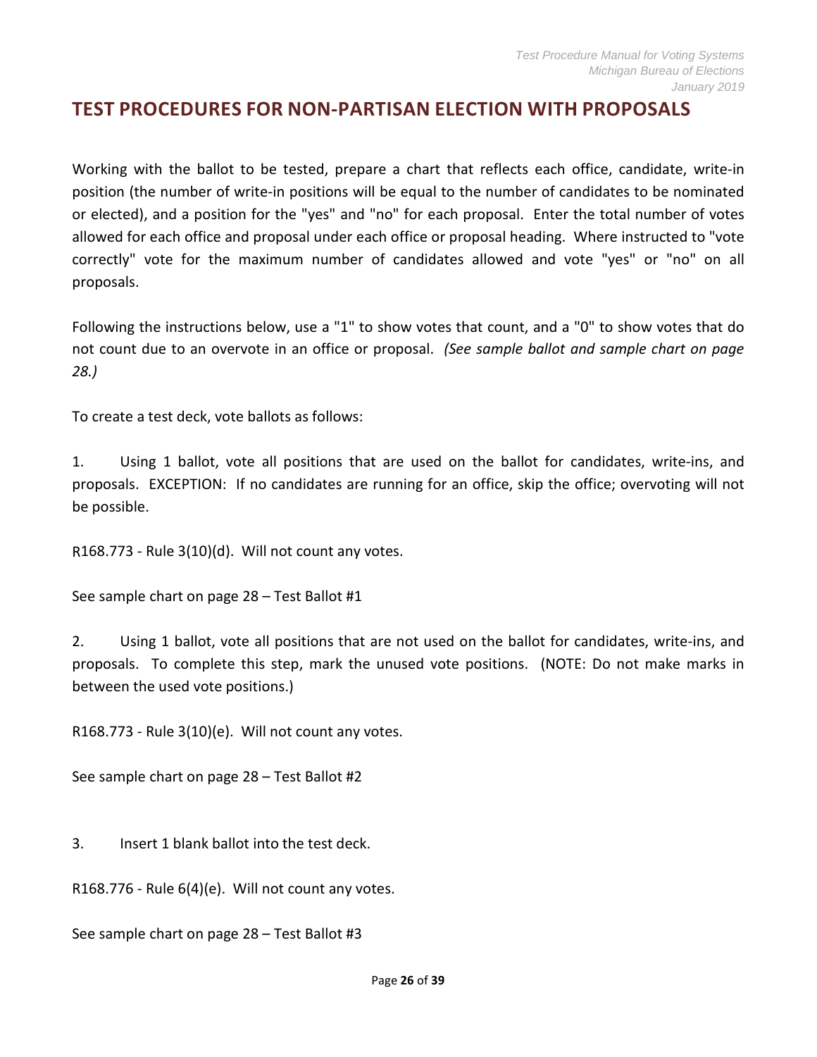# TEST PROCEDURES FOR NON-PARTISAN ELECTION WITH PROPOSALS

Working with the ballot to be tested, prepare a chart that reflects each office, candidate, write-in position (the number of write-in positions will be equal to the number of candidates to be nominated or elected), and a position for the "yes" and "no" for each proposal. Enter the total number of votes allowed for each office and proposal under each office or proposal heading. Where instructed to "vote correctly" vote for the maximum number of candidates allowed and vote "yes" or "no" on all proposals.

Following the instructions below, use a "1" to show votes that count, and a "0" to show votes that do not count due to an overvote in an office or proposal. *(See sample ballot and sample chart on page 28.)*

To create a test deck, vote ballots as follows:

1. Using 1 ballot, vote all positions that are used on the ballot for candidates, write-ins, and proposals. EXCEPTION: If no candidates are running for an office, skip the office; overvoting will not be possible.

R168.773 - Rule 3(10)(d). Will not count any votes.

See sample chart on page 28 – Test Ballot #1

2. Using 1 ballot, vote all positions that are not used on the ballot for candidates, write-ins, and proposals. To complete this step, mark the unused vote positions. (NOTE: Do not make marks in between the used vote positions.)

R168.773 - Rule 3(10)(e). Will not count any votes.

See sample chart on page 28 – Test Ballot #2

3. Insert 1 blank ballot into the test deck.

R168.776 - Rule 6(4)(e). Will not count any votes.

See sample chart on page 28 – Test Ballot #3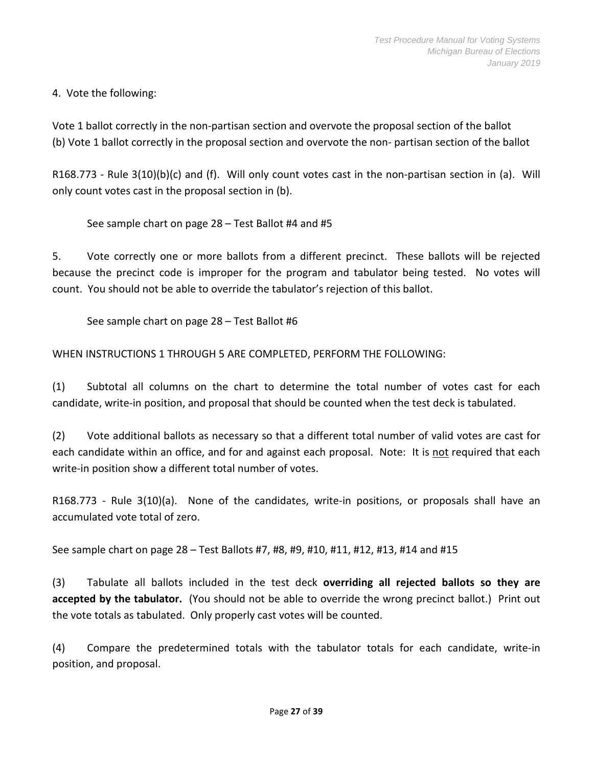4. Vote the following:

Vote 1 ballot correctly in the non-partisan section and overvote the proposal section of the ballot
(b) Vote 1 ballot correctly in the proposal section and overvote the non- partisan section of the ballot

R168.773 - Rule 3(10)(b)(c) and (f). Will only count votes cast in the non-partisan section in (a). Will only count votes cast in the proposal section in (b).

See sample chart on page 28 – Test Ballot #4 and #5

5. Vote correctly one or more ballots from a different precinct. These ballots will be rejected because the precinct code is improper for the program and tabulator being tested. No votes will count. You should not be able to override the tabulator's rejection of this ballot.

See sample chart on page 28 – Test Ballot #6

WHEN INSTRUCTIONS 1 THROUGH 5 ARE COMPLETED, PERFORM THE FOLLOWING:

(1) Subtotal all columns on the chart to determine the total number of votes cast for each candidate, write-in position, and proposal that should be counted when the test deck is tabulated.

(2) Vote additional ballots as necessary so that a different total number of valid votes are cast for each candidate within an office, and for and against each proposal. Note: It is <u>not</u> required that each write-in position show a different total number of votes.

R168.773 - Rule 3(10)(a). None of the candidates, write-in positions, or proposals shall have an accumulated vote total of zero.

See sample chart on page 28 – Test Ballots #7, #8, #9, #10, #11, #12, #13, #14 and #15

(3) Tabulate all ballots included in the test deck **overriding all rejected ballots so they are accepted by the tabulator.** (You should not be able to override the wrong precinct ballot.) Print out the vote totals as tabulated. Only properly cast votes will be counted.

(4) Compare the predetermined totals with the tabulator totals for each candidate, write-in position, and proposal.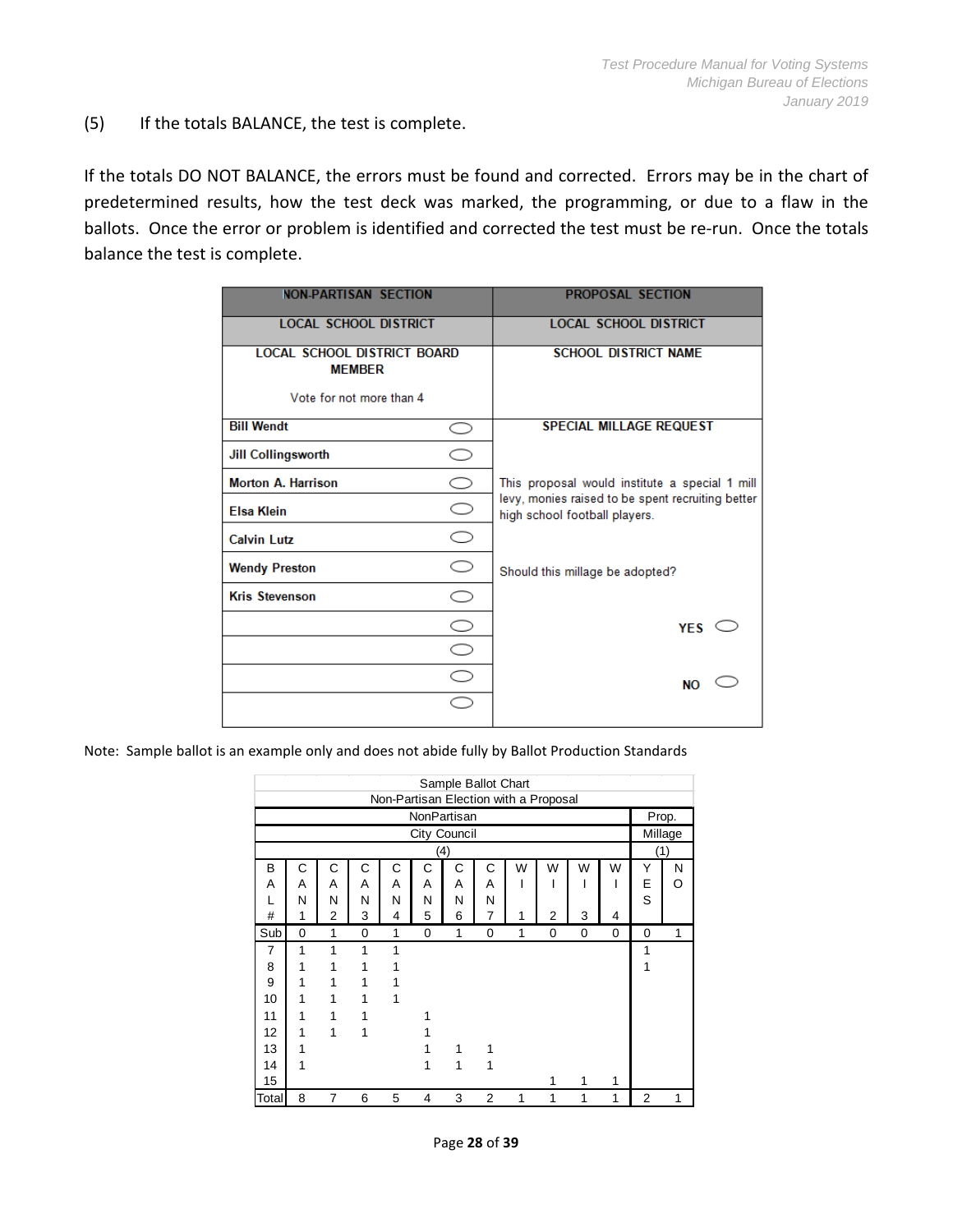(5) If the totals BALANCE, the test is complete.

If the totals DO NOT BALANCE, the errors must be found and corrected. Errors may be in the chart of predetermined results, how the test deck was marked, the programming, or due to a flaw in the ballots. Once the error or problem is identified and corrected the test must be re-run. Once the totals balance the test is complete.

| NON-PARTISAN SECTION | | PROPOSAL SECTION |
|---|---|---|
| LOCAL SCHOOL DISTRICT | | LOCAL SCHOOL DISTRICT |
| LOCAL SCHOOL DISTRICT BOARD MEMBER<br><br>Vote for not more than 4 | | SCHOOL DISTRICT NAME |
| Bill Wendt | ⬭ | SPECIAL MILLAGE REQUEST |
| Jill Collingsworth | ⬭ | |
| Morton A. Harrison | ⬭ | This proposal would institute a special 1 mill levy, monies raised to be spent recruiting better high school football players. |
| Elsa Klein | ⬭ | |
| Calvin Lutz | ⬭ | |
| Wendy Preston | ⬭ | Should this millage be adopted? |
| Kris Stevenson | ⬭ | |
| | ⬭ | YES ⬭ |
| | ⬭ | |
| | ⬭ | NO ⬭ |
| | ⬭ | |

Note: Sample ballot is an example only and does not abide fully by Ballot Production Standards

| Sample Ballot Chart<br>Non-Partisan Election with a Proposal | | | | | | | | | | | | | |
|---|---|---|---|---|---|---|---|---|---|---|---|---|---|
| | NonPartisan<br>City Council<br>(4) | | | | | | | | | | | Prop.<br>Millage<br>(1) | |
| BAL # | CAN 1 | CAN 2 | CAN 3 | CAN 4 | CAN 5 | CAN 6 | CAN 7 | WI 1 | WI 2 | WI 3 | WI 4 | YES | NO |
| Sub | 0 | 1 | 0 | 1 | 0 | 1 | 0 | 1 | 0 | 0 | 0 | 0 | 1 |
| 7 | 1 | 1 | 1 | 1 | | | | | | | | 1 | |
| 8 | 1 | 1 | 1 | 1 | | | | | | | | 1 | |
| 9 | 1 | 1 | 1 | 1 | | | | | | | | | |
| 10 | 1 | 1 | 1 | 1 | | | | | | | | | |
| 11 | 1 | 1 | 1 | | 1 | | | | | | | | |
| 12 | 1 | 1 | 1 | | 1 | | | | | | | | |
| 13 | 1 | | | | 1 | 1 | 1 | | | | | | |
| 14 | 1 | | | | 1 | 1 | 1 | | | | | | |
| 15 | | | | | | | | | 1 | 1 | 1 | | |
| Total | 8 | 7 | 6 | 5 | 4 | 3 | 2 | 1 | 1 | 1 | 1 | 2 | 1 |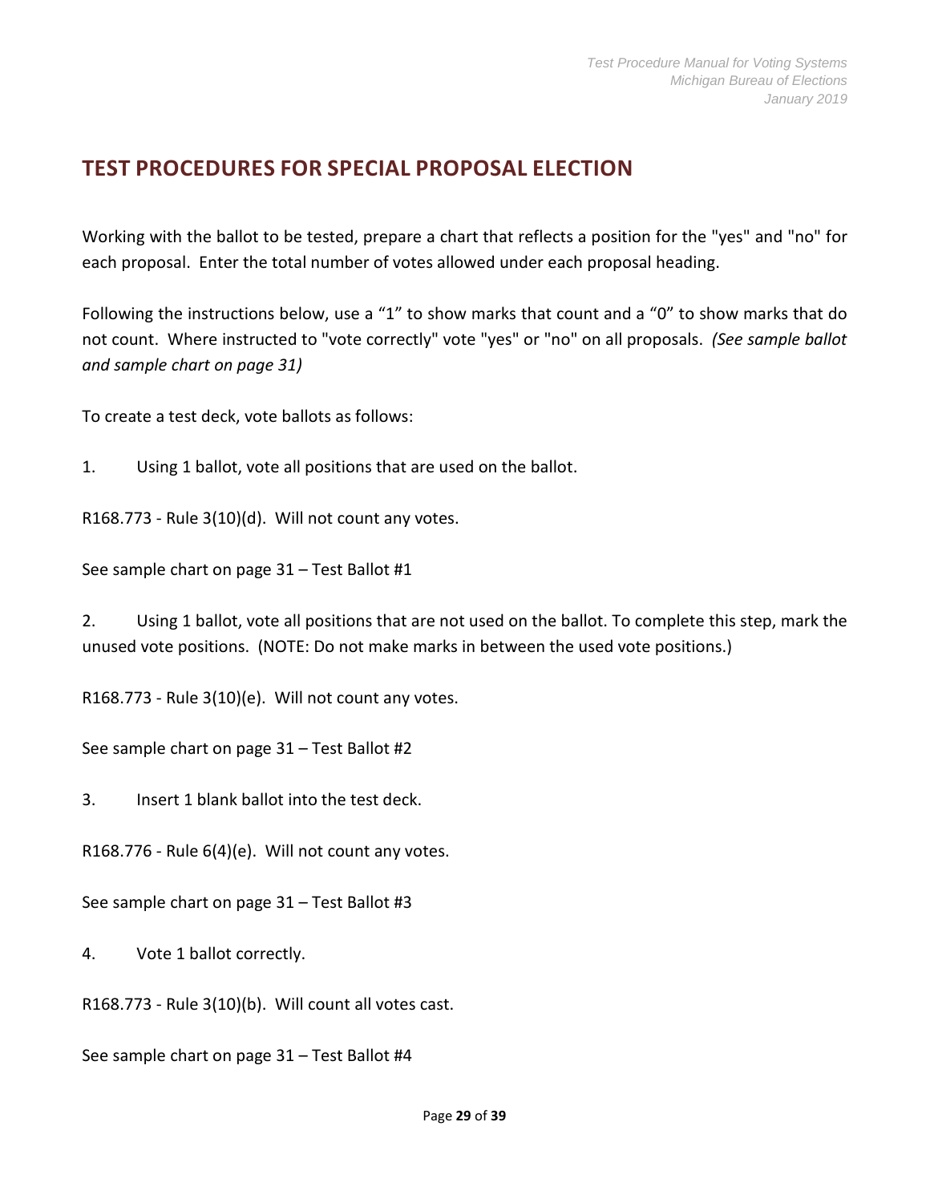## TEST PROCEDURES FOR SPECIAL PROPOSAL ELECTION

Working with the ballot to be tested, prepare a chart that reflects a position for the "yes" and "no" for each proposal. Enter the total number of votes allowed under each proposal heading.

Following the instructions below, use a "1" to show marks that count and a "0" to show marks that do not count. Where instructed to "vote correctly" vote "yes" or "no" on all proposals. *(See sample ballot and sample chart on page 31)*

To create a test deck, vote ballots as follows:

1. Using 1 ballot, vote all positions that are used on the ballot.

R168.773 - Rule 3(10)(d). Will not count any votes.

See sample chart on page 31 – Test Ballot #1

2. Using 1 ballot, vote all positions that are not used on the ballot. To complete this step, mark the unused vote positions. (NOTE: Do not make marks in between the used vote positions.)

R168.773 - Rule 3(10)(e). Will not count any votes.

See sample chart on page 31 – Test Ballot #2

3. Insert 1 blank ballot into the test deck.

R168.776 - Rule 6(4)(e). Will not count any votes.

See sample chart on page 31 – Test Ballot #3

4. Vote 1 ballot correctly.

R168.773 - Rule 3(10)(b). Will count all votes cast.

See sample chart on page 31 – Test Ballot #4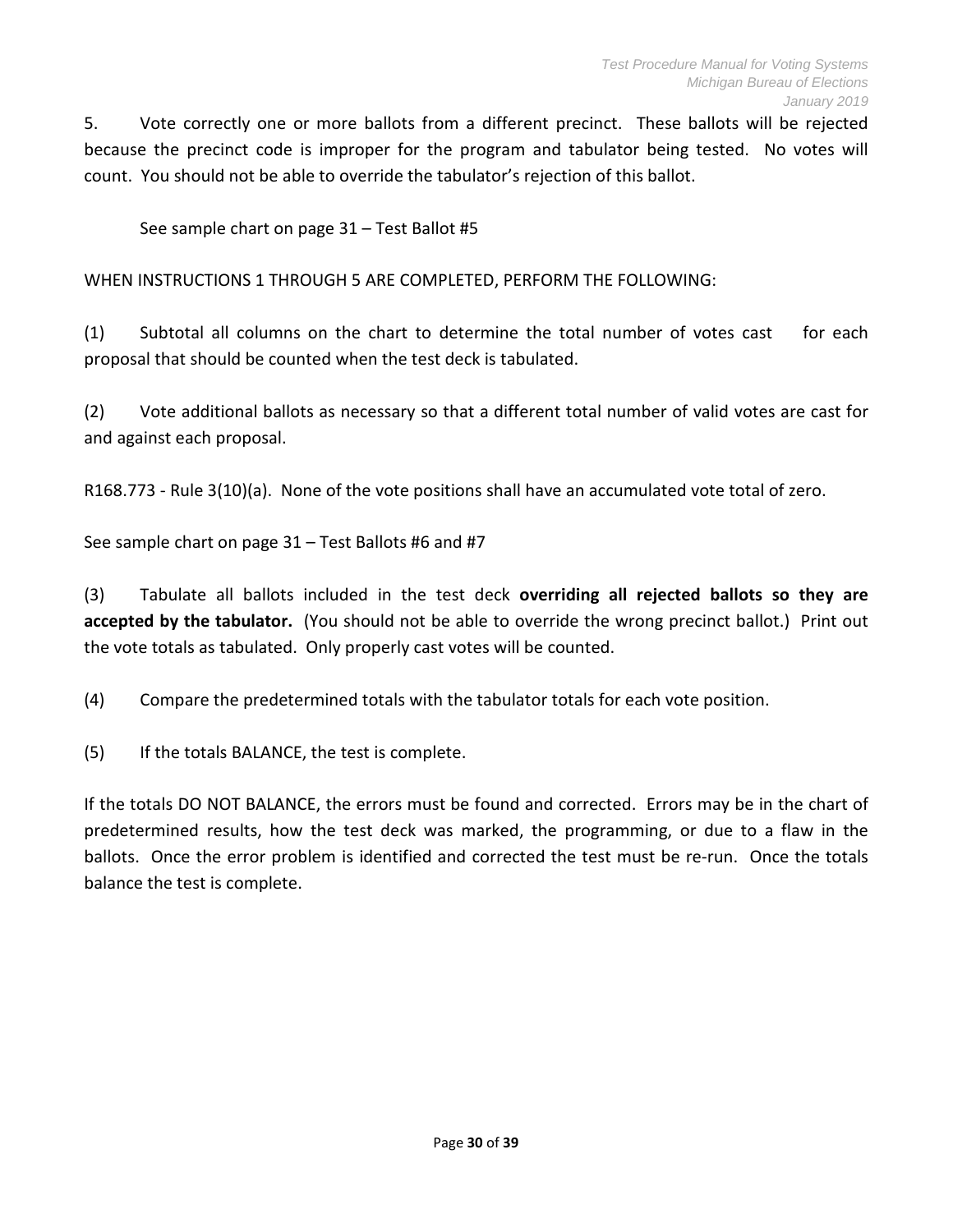5. Vote correctly one or more ballots from a different precinct. These ballots will be rejected because the precinct code is improper for the program and tabulator being tested. No votes will count. You should not be able to override the tabulator's rejection of this ballot.

See sample chart on page 31 – Test Ballot #5

WHEN INSTRUCTIONS 1 THROUGH 5 ARE COMPLETED, PERFORM THE FOLLOWING:

(1) Subtotal all columns on the chart to determine the total number of votes cast for each proposal that should be counted when the test deck is tabulated.

(2) Vote additional ballots as necessary so that a different total number of valid votes are cast for and against each proposal.

R168.773 - Rule 3(10)(a). None of the vote positions shall have an accumulated vote total of zero.

See sample chart on page 31 – Test Ballots #6 and #7

(3) Tabulate all ballots included in the test deck **overriding all rejected ballots so they are accepted by the tabulator.** (You should not be able to override the wrong precinct ballot.) Print out the vote totals as tabulated. Only properly cast votes will be counted.

(4) Compare the predetermined totals with the tabulator totals for each vote position.

(5) If the totals BALANCE, the test is complete.

If the totals DO NOT BALANCE, the errors must be found and corrected. Errors may be in the chart of predetermined results, how the test deck was marked, the programming, or due to a flaw in the ballots. Once the error problem is identified and corrected the test must be re-run. Once the totals balance the test is complete.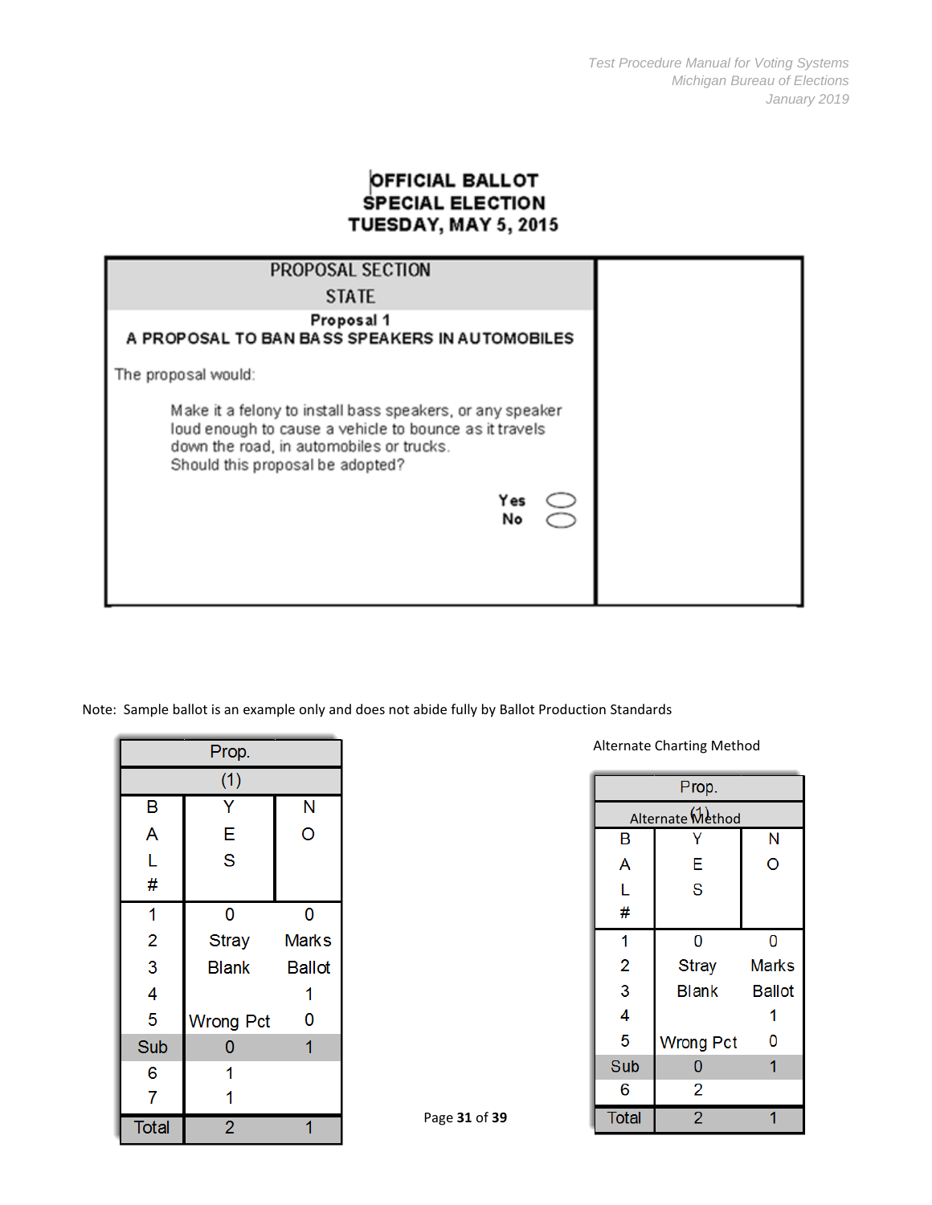**OFFICIAL BALLOT**
**SPECIAL ELECTION**
**TUESDAY, MAY 5, 2015**

| PROPOSAL SECTION | |
|---|---|
| STATE | |
| **Proposal 1** **A PROPOSAL TO BAN BASS SPEAKERS IN AUTOMOBILES** | |
| The proposal would: Make it a felony to install bass speakers, or any speaker loud enough to cause a vehicle to bounce as it travels down the road, in automobiles or trucks. Should this proposal be adopted? | |
| **Yes** ⬭ **No** ⬭ | |

Note: Sample ballot is an example only and does not abide fully by Ballot Production Standards

| Prop. | | |
|---|---|---|
| (1) | | |
| BAL # | YES | NO |
| 1 | 0 | 0 |
| 2 | Stray | Marks |
| 3 | Blank | Ballot |
| 4 | | 1 |
| 5 | Wrong Pct | 0 |
| Sub | 0 | 1 |
| 6 | 1 | |
| 7 | 1 | |
| Total | 2 | 1 |

Alternate Charting Method

| Prop. | | |
|---|---|---|
| (1) Alternate Method | | |
| BAL # | YES | NO |
| 1 | 0 | 0 |
| 2 | Stray | Marks |
| 3 | Blank | Ballot |
| 4 | | 1 |
| 5 | Wrong Pct | 0 |
| Sub | 0 | 1 |
| 6 | 2 | |
| Total | 2 | 1 |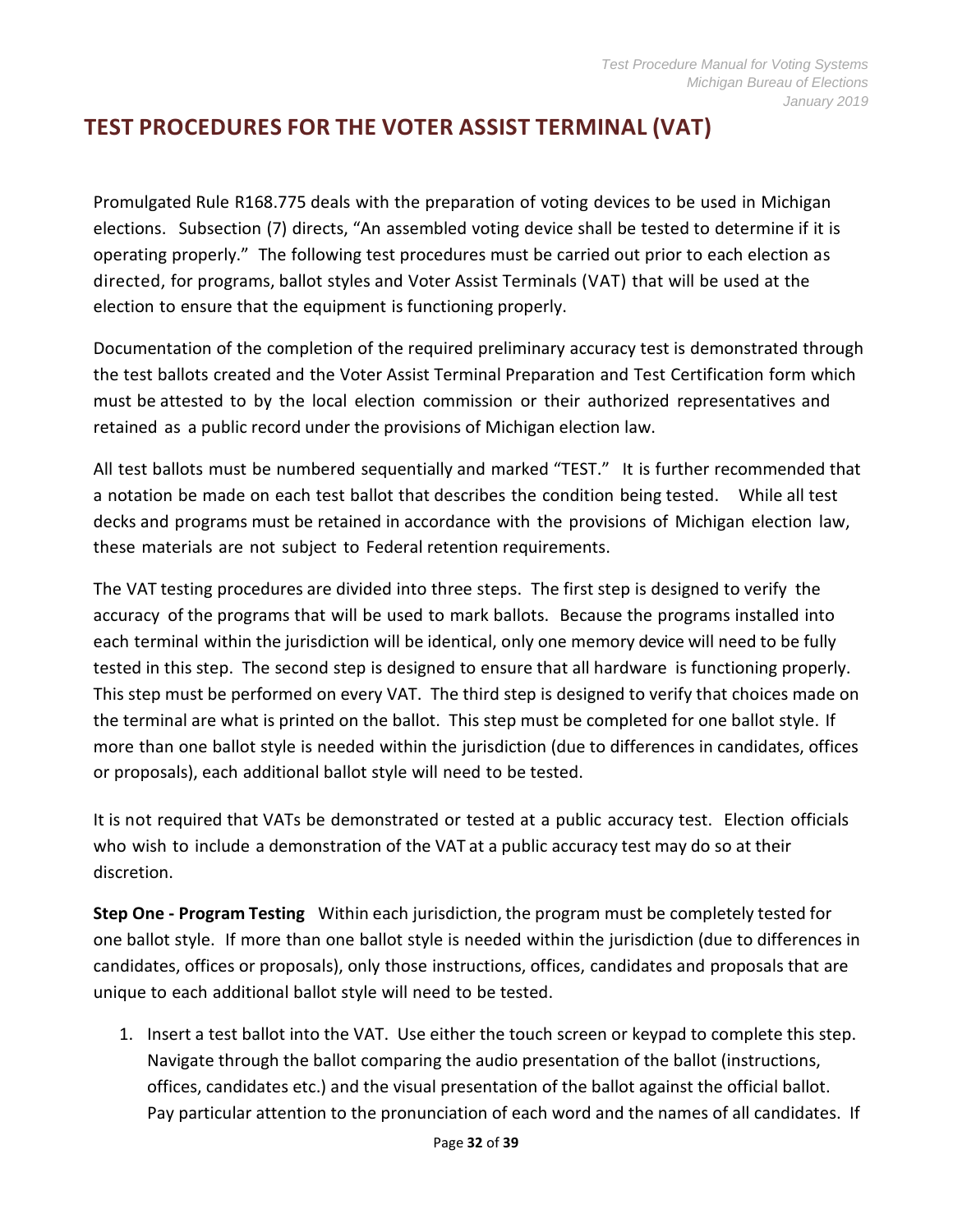# TEST PROCEDURES FOR THE VOTER ASSIST TERMINAL (VAT)

Promulgated Rule R168.775 deals with the preparation of voting devices to be used in Michigan elections. Subsection (7) directs, "An assembled voting device shall be tested to determine if it is operating properly." The following test procedures must be carried out prior to each election as directed, for programs, ballot styles and Voter Assist Terminals (VAT) that will be used at the election to ensure that the equipment is functioning properly.

Documentation of the completion of the required preliminary accuracy test is demonstrated through the test ballots created and the Voter Assist Terminal Preparation and Test Certification form which must be attested to by the local election commission or their authorized representatives and retained as a public record under the provisions of Michigan election law.

All test ballots must be numbered sequentially and marked "TEST." It is further recommended that a notation be made on each test ballot that describes the condition being tested. While all test decks and programs must be retained in accordance with the provisions of Michigan election law, these materials are not subject to Federal retention requirements.

The VAT testing procedures are divided into three steps. The first step is designed to verify the accuracy of the programs that will be used to mark ballots. Because the programs installed into each terminal within the jurisdiction will be identical, only one memory device will need to be fully tested in this step. The second step is designed to ensure that all hardware is functioning properly. This step must be performed on every VAT. The third step is designed to verify that choices made on the terminal are what is printed on the ballot. This step must be completed for one ballot style. If more than one ballot style is needed within the jurisdiction (due to differences in candidates, offices or proposals), each additional ballot style will need to be tested.

It is not required that VATs be demonstrated or tested at a public accuracy test. Election officials who wish to include a demonstration of the VAT at a public accuracy test may do so at their discretion.

**Step One - Program Testing** Within each jurisdiction, the program must be completely tested for one ballot style. If more than one ballot style is needed within the jurisdiction (due to differences in candidates, offices or proposals), only those instructions, offices, candidates and proposals that are unique to each additional ballot style will need to be tested.

1. Insert a test ballot into the VAT. Use either the touch screen or keypad to complete this step. Navigate through the ballot comparing the audio presentation of the ballot (instructions, offices, candidates etc.) and the visual presentation of the ballot against the official ballot. Pay particular attention to the pronunciation of each word and the names of all candidates. If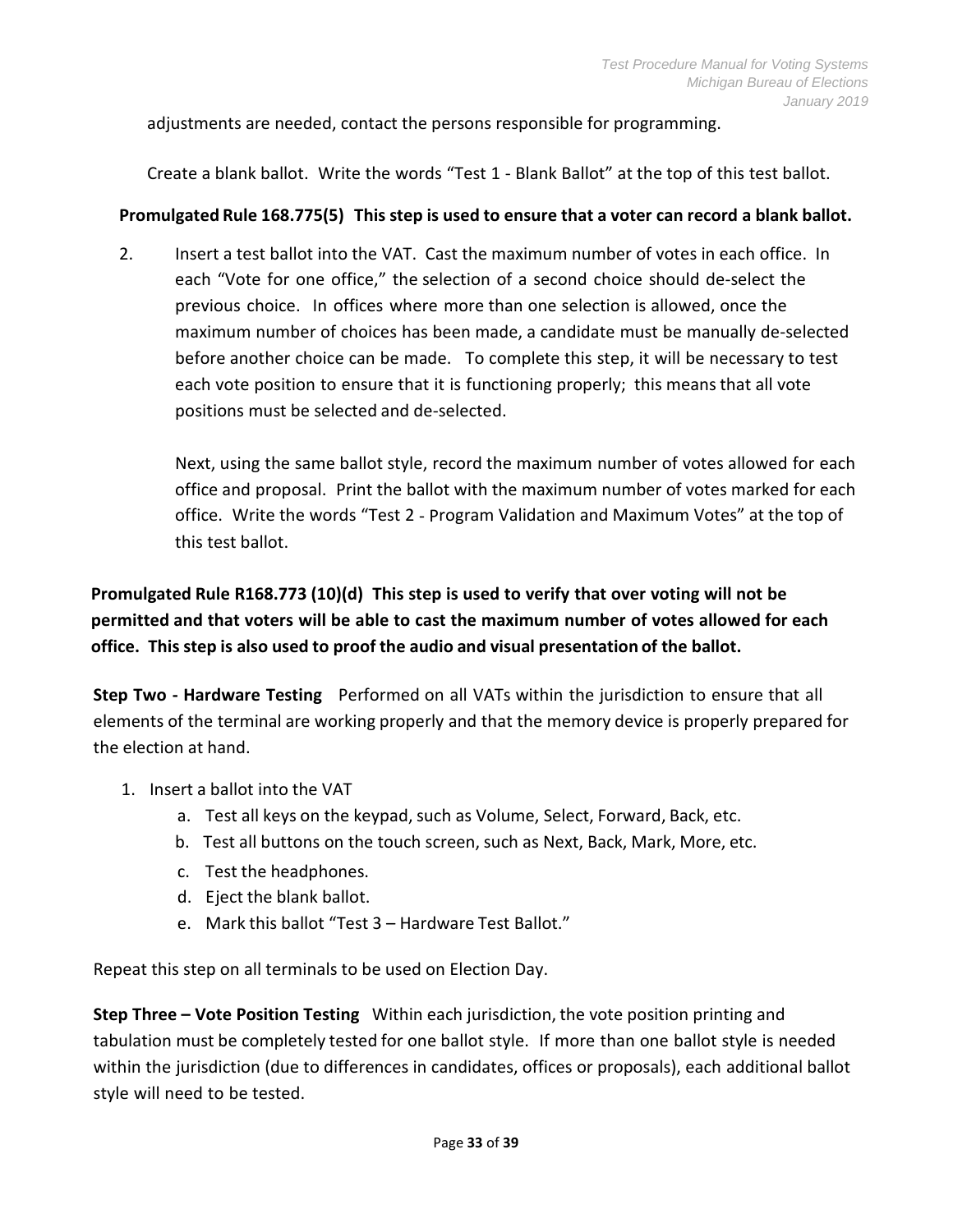adjustments are needed, contact the persons responsible for programming.

Create a blank ballot. Write the words “Test 1 - Blank Ballot” at the top of this test ballot.

**Promulgated Rule 168.775(5) This step is used to ensure that a voter can record a blank ballot.**

2. Insert a test ballot into the VAT. Cast the maximum number of votes in each office. In each “Vote for one office,” the selection of a second choice should de-select the previous choice. In offices where more than one selection is allowed, once the maximum number of choices has been made, a candidate must be manually de-selected before another choice can be made. To complete this step, it will be necessary to test each vote position to ensure that it is functioning properly; this means that all vote positions must be selected and de-selected.

   Next, using the same ballot style, record the maximum number of votes allowed for each office and proposal. Print the ballot with the maximum number of votes marked for each office. Write the words “Test 2 - Program Validation and Maximum Votes” at the top of this test ballot.

**Promulgated Rule R168.773 (10)(d) This step is used to verify that over voting will not be permitted and that voters will be able to cast the maximum number of votes allowed for each office. This step is also used to proof the audio and visual presentation of the ballot.**

**Step Two - Hardware Testing** Performed on all VATs within the jurisdiction to ensure that all elements of the terminal are working properly and that the memory device is properly prepared for the election at hand.

1. Insert a ballot into the VAT
   a. Test all keys on the keypad, such as Volume, Select, Forward, Back, etc.
   b. Test all buttons on the touch screen, such as Next, Back, Mark, More, etc.
   c. Test the headphones.
   d. Eject the blank ballot.
   e. Mark this ballot “Test 3 – Hardware Test Ballot.”

Repeat this step on all terminals to be used on Election Day.

**Step Three – Vote Position Testing** Within each jurisdiction, the vote position printing and tabulation must be completely tested for one ballot style. If more than one ballot style is needed within the jurisdiction (due to differences in candidates, offices or proposals), each additional ballot style will need to be tested.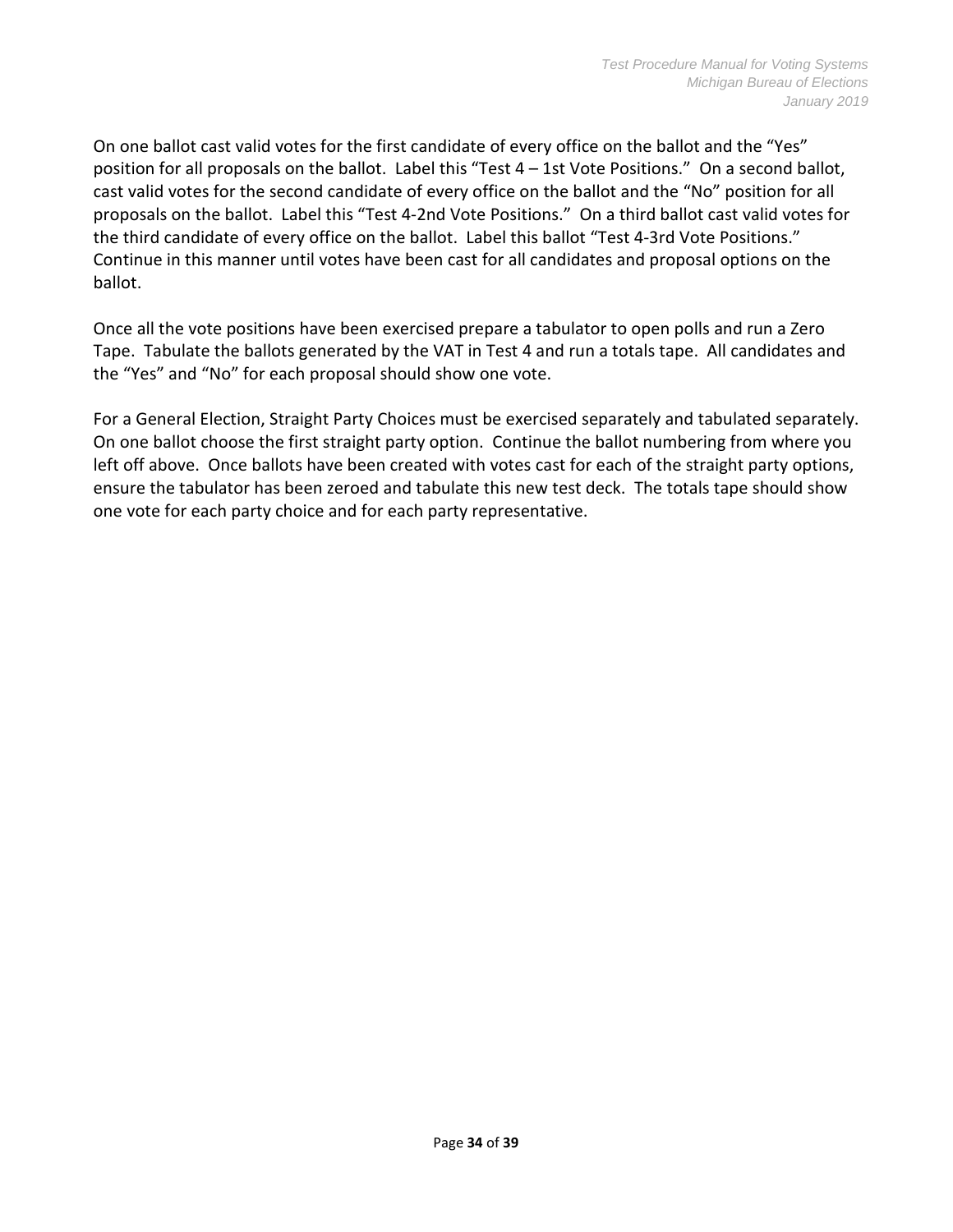On one ballot cast valid votes for the first candidate of every office on the ballot and the "Yes" position for all proposals on the ballot. Label this "Test 4 – 1st Vote Positions." On a second ballot, cast valid votes for the second candidate of every office on the ballot and the "No" position for all proposals on the ballot. Label this "Test 4-2nd Vote Positions." On a third ballot cast valid votes for the third candidate of every office on the ballot. Label this ballot "Test 4-3rd Vote Positions." Continue in this manner until votes have been cast for all candidates and proposal options on the ballot.

Once all the vote positions have been exercised prepare a tabulator to open polls and run a Zero Tape. Tabulate the ballots generated by the VAT in Test 4 and run a totals tape. All candidates and the "Yes" and "No" for each proposal should show one vote.

For a General Election, Straight Party Choices must be exercised separately and tabulated separately. On one ballot choose the first straight party option. Continue the ballot numbering from where you left off above. Once ballots have been created with votes cast for each of the straight party options, ensure the tabulator has been zeroed and tabulate this new test deck. The totals tape should show one vote for each party choice and for each party representative.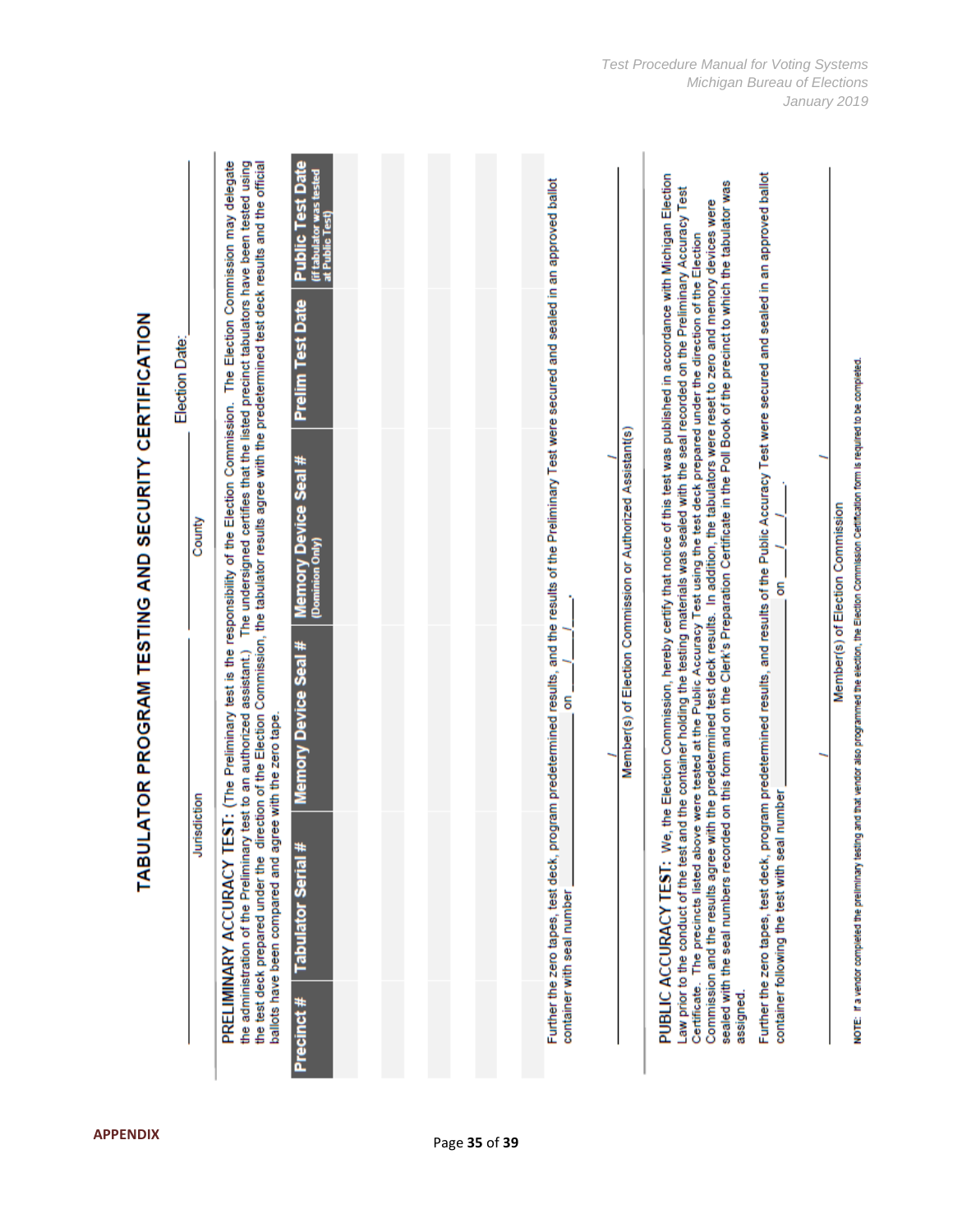# TABULATOR PROGRAM TESTING AND SECURITY CERTIFICATION

_______________ Jurisdiction _______________ County _______________ Election Date: _______________

**PRELIMINARY ACCURACY TEST:** (The Preliminary test is the responsibility of the Election Commission. The Election Commission may delegate the administration of the Preliminary test to an authorized assistant.) The undersigned certifies that the listed precinct tabulators have been tested using the test deck prepared under the direction of the Election Commission, the tabulator results agree with the predetermined test deck results and the official ballots have been compared and agree with the zero tape.

| Precinct # | Tabulator Serial # | Memory Device Seal # | Memory Device Seal # (Dominion Only) | Prelim Test Date | Public Test Date (if tabulator was tested at Public Test) |
|---|---|---|---|---|---|
| | | | | | |
| | | | | | |
| | | | | | |
| | | | | | |
| | | | | | |

Further the zero tapes, test deck, program predetermined results, and the results of the Preliminary Test were secured and sealed in an approved ballot container with seal number _______________ on ____/____/____.

_______________ / _______________ / _______________

Member(s) of Election Commission or Authorized Assistant(s)

**PUBLIC ACCURACY TEST:** We, the Election Commission, hereby certify that notice of this test was published in accordance with Michigan Election Law prior to the conduct of the test and the container holding the testing materials was sealed with the seal recorded on the Preliminary Accuracy Test Certificate. The precincts listed above were tested at the Public Accuracy Test using the test deck prepared under the direction of the Election Commission and the results agree with the predetermined test deck results. In addition, the tabulators were reset to zero and memory devices were sealed with the seal numbers recorded on this form and on the Clerk's Preparation Certificate in the Poll Book of the precinct to which the tabulator was assigned.

Further the zero tapes, test deck, program predetermined results, and results of the Public Accuracy Test were secured and sealed in an approved ballot container following the test with seal number _______________ on ____/____/____.

_______________ / _______________ / _______________

Member(s) of Election Commission

NOTE: If a vendor completed the preliminary testing and that vendor also programmed the election, the Election Commission Certification form is required to be completed.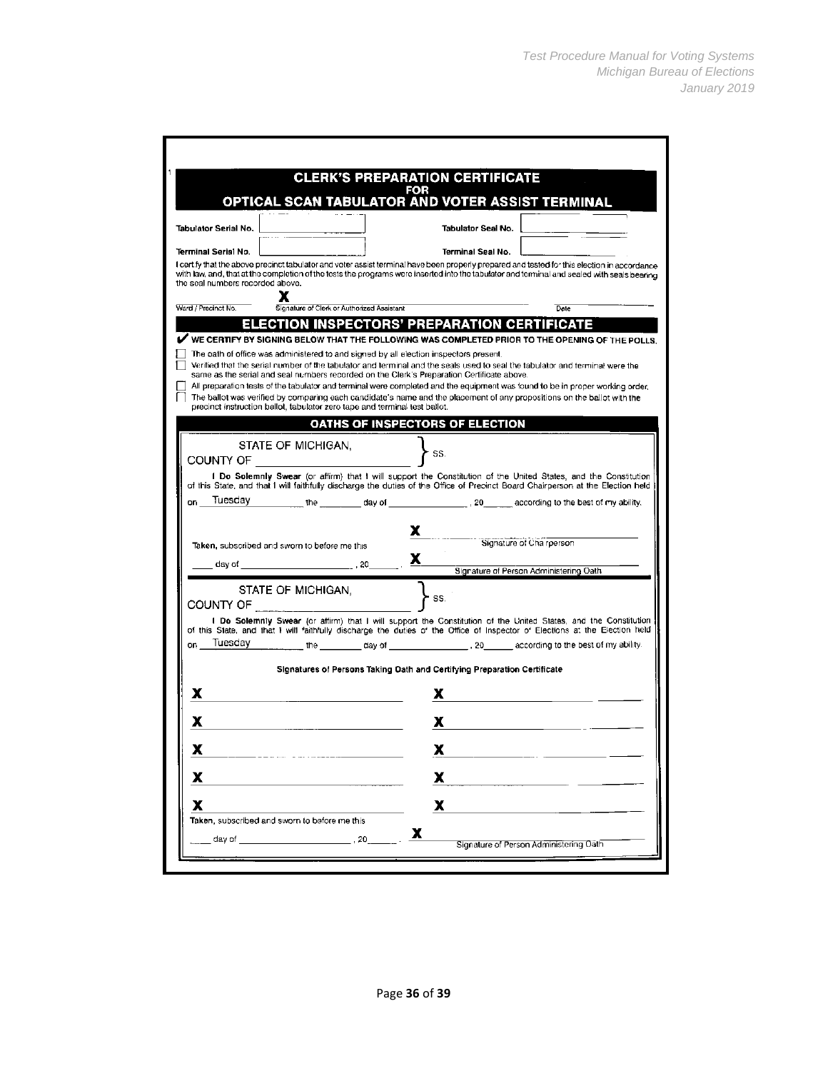## CLERK'S PREPARATION CERTIFICATE
### FOR
## OPTICAL SCAN TABULATOR AND VOTER ASSIST TERMINAL

Tabulator Serial No. __________ Tabulator Seal No. __________

Terminal Serial No. __________ Terminal Seal No. __________

I certify that the above precinct tabulator and voter assist terminal have been properly prepared and tested for this election in accordance with law, and, that at the completion of the tests the programs were inserted into the tabulator and terminal and sealed with seals bearing the seal numbers recorded above.

Ward / Precinct No. __________ **X** __________ Signature of Clerk or Authorized Assistant __________ Date

## ELECTION INSPECTORS' PREPARATION CERTIFICATE

✔ **WE CERTIFY BY SIGNING BELOW THAT THE FOLLOWING WAS COMPLETED PRIOR TO THE OPENING OF THE POLLS.**

- ☐ The oath of office was administered to and signed by all election inspectors present.
- ☐ Verified that the serial number of the tabulator and terminal and the seals used to seal the tabulator and terminal were the same as the serial and seal numbers recorded on the Clerk's Preparation Certificate above.
- ☐ All preparation tests of the tabulator and terminal were completed and the equipment was found to be in proper working order.
- ☐ The ballot was verified by comparing each candidate's name and the placement of any propositions on the ballot with the precinct instruction ballot, tabulator zero tape and terminal test ballot.

## OATHS OF INSPECTORS OF ELECTION

STATE OF MICHIGAN,
COUNTY OF __________ } SS.

**I Do Solemnly Swear** (or affirm) that I will support the Constitution of the United States, and the Constitution of this State, and that I will faithfully discharge the duties of the Office of Precinct Board Chairperson at the Election held on Tuesday the ______ day of __________, 20____ according to the best of my ability.

**X** __________ Signature of Chairperson

Taken, subscribed and sworn to before me this ____ day of __________, 20____. **X** __________ Signature of Person Administering Oath

STATE OF MICHIGAN,
COUNTY OF __________ } SS.

**I Do Solemnly Swear** (or affirm) that I will support the Constitution of the United States, and the Constitution of this State, and that I will faithfully discharge the duties of the Office of Inspector of Elections at the Election held on Tuesday the ______ day of __________, 20____ according to the best of my ability.

**Signatures of Persons Taking Oath and Certifying Preparation Certificate**

**X** __________ **X** __________

**X** __________ **X** __________

**X** __________ **X** __________

**X** __________ **X** __________

**X** __________ **X** __________

Taken, subscribed and sworn to before me this ____ day of __________, 20____. **X** __________ Signature of Person Administering Oath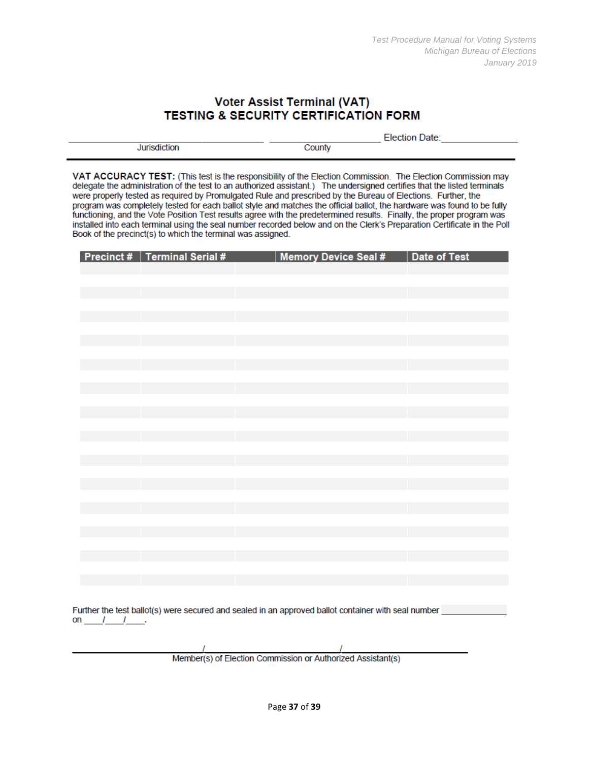# Voter Assist Terminal (VAT)
## TESTING & SECURITY CERTIFICATION FORM

\_\_\_\_\_\_\_\_\_\_\_\_\_\_\_\_\_\_\_\_\_\_\_\_\_\_\_\_\_\_\_\_\_\_\_\_\_\_ \_\_\_\_\_\_\_\_\_\_\_\_\_\_\_\_\_\_\_\_\_\_ Election Date:\_\_\_\_\_\_\_\_\_\_\_\_\_\_\_

Jurisdiction County

**VAT ACCURACY TEST:** (This test is the responsibility of the Election Commission. The Election Commission may delegate the administration of the test to an authorized assistant.) The undersigned certifies that the listed terminals were properly tested as required by Promulgated Rule and prescribed by the Bureau of Elections. Further, the program was completely tested for each ballot style and matches the official ballot, the hardware was found to be fully functioning, and the Vote Position Test results agree with the predetermined results. Finally, the proper program was installed into each terminal using the seal number recorded below and on the Clerk's Preparation Certificate in the Poll Book of the precinct(s) to which the terminal was assigned.

| Precinct # | Terminal Serial # | Memory Device Seal # | Date of Test |
|---|---|---|---|
| | | | |
| | | | |
| | | | |
| | | | |
| | | | |
| | | | |
| | | | |
| | | | |
| | | | |
| | | | |
| | | | |
| | | | |
| | | | |
| | | | |
| | | | |
| | | | |
| | | | |
| | | | |
| | | | |
| | | | |
| | | | |
| | | | |
| | | | |
| | | | |
| | | | |
| | | | |
| | | | |

Further the test ballot(s) were secured and sealed in an approved ballot container with seal number \_\_\_\_\_\_\_\_\_\_\_\_\_\_ on \_\_\_\_/\_\_\_\_/\_\_\_\_.

\_\_\_\_\_\_\_\_\_\_\_\_\_\_\_\_\_\_\_\_\_\_\_\_\_\_\_\_/\_\_\_\_\_\_\_\_\_\_\_\_\_\_\_\_\_\_\_\_\_\_\_\_\_\_\_\_/\_\_\_\_\_\_\_\_\_\_\_\_\_\_\_\_\_\_\_\_\_\_\_\_\_\_\_\_

Member(s) of Election Commission or Authorized Assistant(s)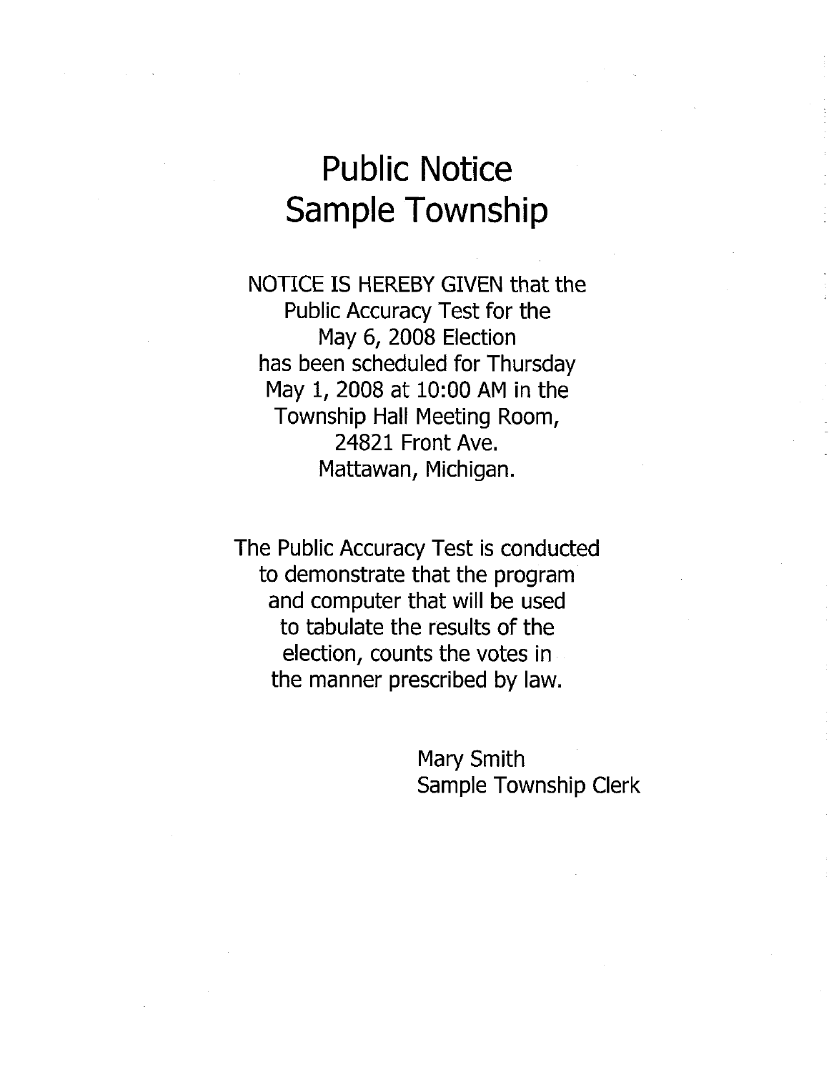# Public Notice
# Sample Township

NOTICE IS HEREBY GIVEN that the Public Accuracy Test for the May 6, 2008 Election has been scheduled for Thursday May 1, 2008 at 10:00 AM in the Township Hall Meeting Room, 24821 Front Ave. Mattawan, Michigan.

The Public Accuracy Test is conducted to demonstrate that the program and computer that will be used to tabulate the results of the election, counts the votes in the manner prescribed by law.

Mary Smith
Sample Township Clerk